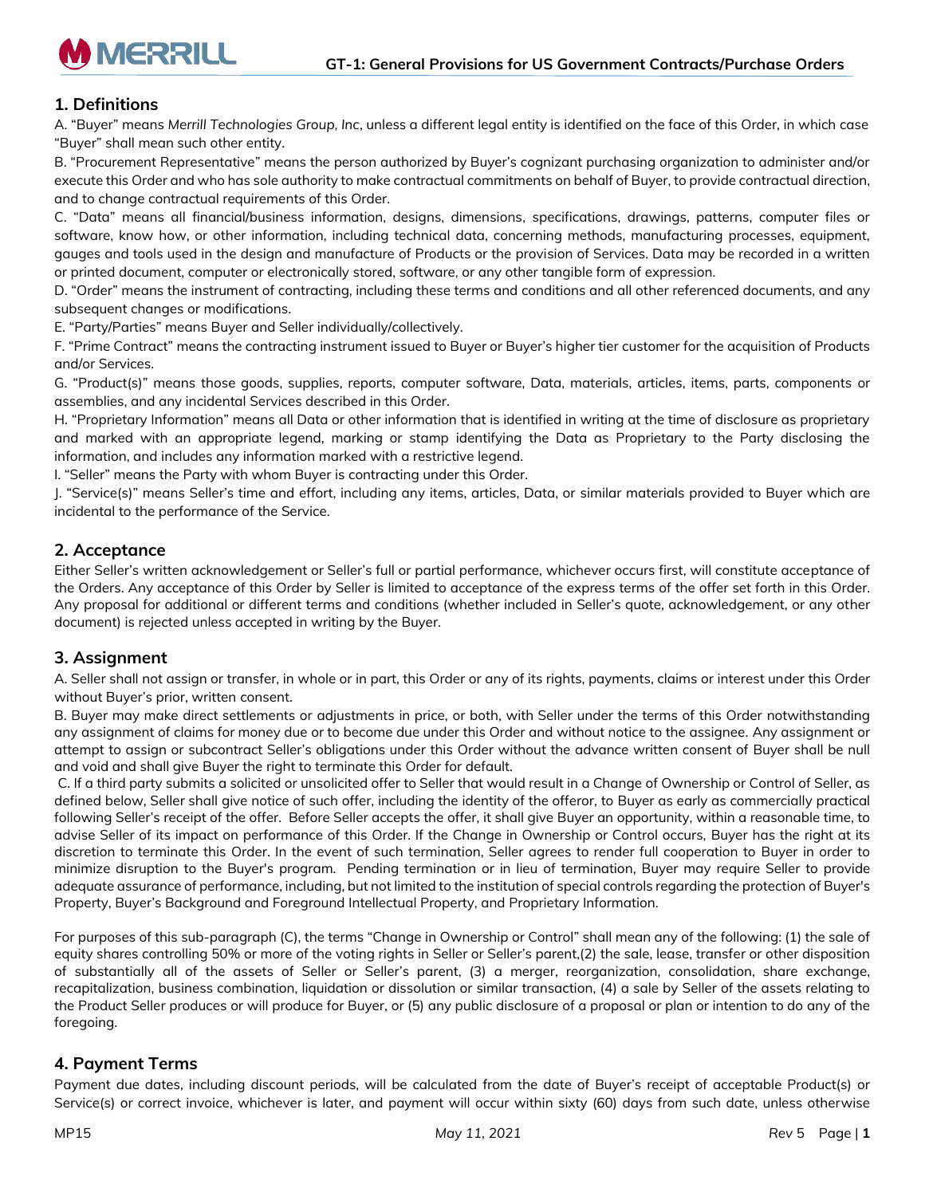# GT-1: General Provisions for US Government Contracts/Purchase Orders

## 1. Definitions

A. "Buyer" means *Merrill Technologies Group, Inc*, unless a different legal entity is identified on the face of this Order, in which case "Buyer" shall mean such other entity.

B. "Procurement Representative" means the person authorized by Buyer's cognizant purchasing organization to administer and/or execute this Order and who has sole authority to make contractual commitments on behalf of Buyer, to provide contractual direction, and to change contractual requirements of this Order.

C. "Data" means all financial/business information, designs, dimensions, specifications, drawings, patterns, computer files or software, know how, or other information, including technical data, concerning methods, manufacturing processes, equipment, gauges and tools used in the design and manufacture of Products or the provision of Services. Data may be recorded in a written or printed document, computer or electronically stored, software, or any other tangible form of expression.

D. "Order" means the instrument of contracting, including these terms and conditions and all other referenced documents, and any subsequent changes or modifications.

E. "Party/Parties" means Buyer and Seller individually/collectively.

F. "Prime Contract" means the contracting instrument issued to Buyer or Buyer's higher tier customer for the acquisition of Products and/or Services.

G. "Product(s)" means those goods, supplies, reports, computer software, Data, materials, articles, items, parts, components or assemblies, and any incidental Services described in this Order.

H. "Proprietary Information" means all Data or other information that is identified in writing at the time of disclosure as proprietary and marked with an appropriate legend, marking or stamp identifying the Data as Proprietary to the Party disclosing the information, and includes any information marked with a restrictive legend.

I. "Seller" means the Party with whom Buyer is contracting under this Order.

J. "Service(s)" means Seller's time and effort, including any items, articles, Data, or similar materials provided to Buyer which are incidental to the performance of the Service.

## 2. Acceptance

Either Seller's written acknowledgement or Seller's full or partial performance, whichever occurs first, will constitute acceptance of the Orders. Any acceptance of this Order by Seller is limited to acceptance of the express terms of the offer set forth in this Order. Any proposal for additional or different terms and conditions (whether included in Seller's quote, acknowledgement, or any other document) is rejected unless accepted in writing by the Buyer.

## 3. Assignment

A. Seller shall not assign or transfer, in whole or in part, this Order or any of its rights, payments, claims or interest under this Order without Buyer's prior, written consent.

B. Buyer may make direct settlements or adjustments in price, or both, with Seller under the terms of this Order notwithstanding any assignment of claims for money due or to become due under this Order and without notice to the assignee. Any assignment or attempt to assign or subcontract Seller's obligations under this Order without the advance written consent of Buyer shall be null and void and shall give Buyer the right to terminate this Order for default.

C. If a third party submits a solicited or unsolicited offer to Seller that would result in a Change of Ownership or Control of Seller, as defined below, Seller shall give notice of such offer, including the identity of the offeror, to Buyer as early as commercially practical following Seller's receipt of the offer. Before Seller accepts the offer, it shall give Buyer an opportunity, within a reasonable time, to advise Seller of its impact on performance of this Order. If the Change in Ownership or Control occurs, Buyer has the right at its discretion to terminate this Order. In the event of such termination, Seller agrees to render full cooperation to Buyer in order to minimize disruption to the Buyer's program. Pending termination or in lieu of termination, Buyer may require Seller to provide adequate assurance of performance, including, but not limited to the institution of special controls regarding the protection of Buyer's Property, Buyer's Background and Foreground Intellectual Property, and Proprietary Information.

For purposes of this sub-paragraph (C), the terms "Change in Ownership or Control" shall mean any of the following: (1) the sale of equity shares controlling 50% or more of the voting rights in Seller or Seller's parent,(2) the sale, lease, transfer or other disposition of substantially all of the assets of Seller or Seller's parent, (3) a merger, reorganization, consolidation, share exchange, recapitalization, business combination, liquidation or dissolution or similar transaction, (4) a sale by Seller of the assets relating to the Product Seller produces or will produce for Buyer, or (5) any public disclosure of a proposal or plan or intention to do any of the foregoing.

## 4. Payment Terms

Payment due dates, including discount periods, will be calculated from the date of Buyer's receipt of acceptable Product(s) or Service(s) or correct invoice, whichever is later, and payment will occur within sixty (60) days from such date, unless otherwise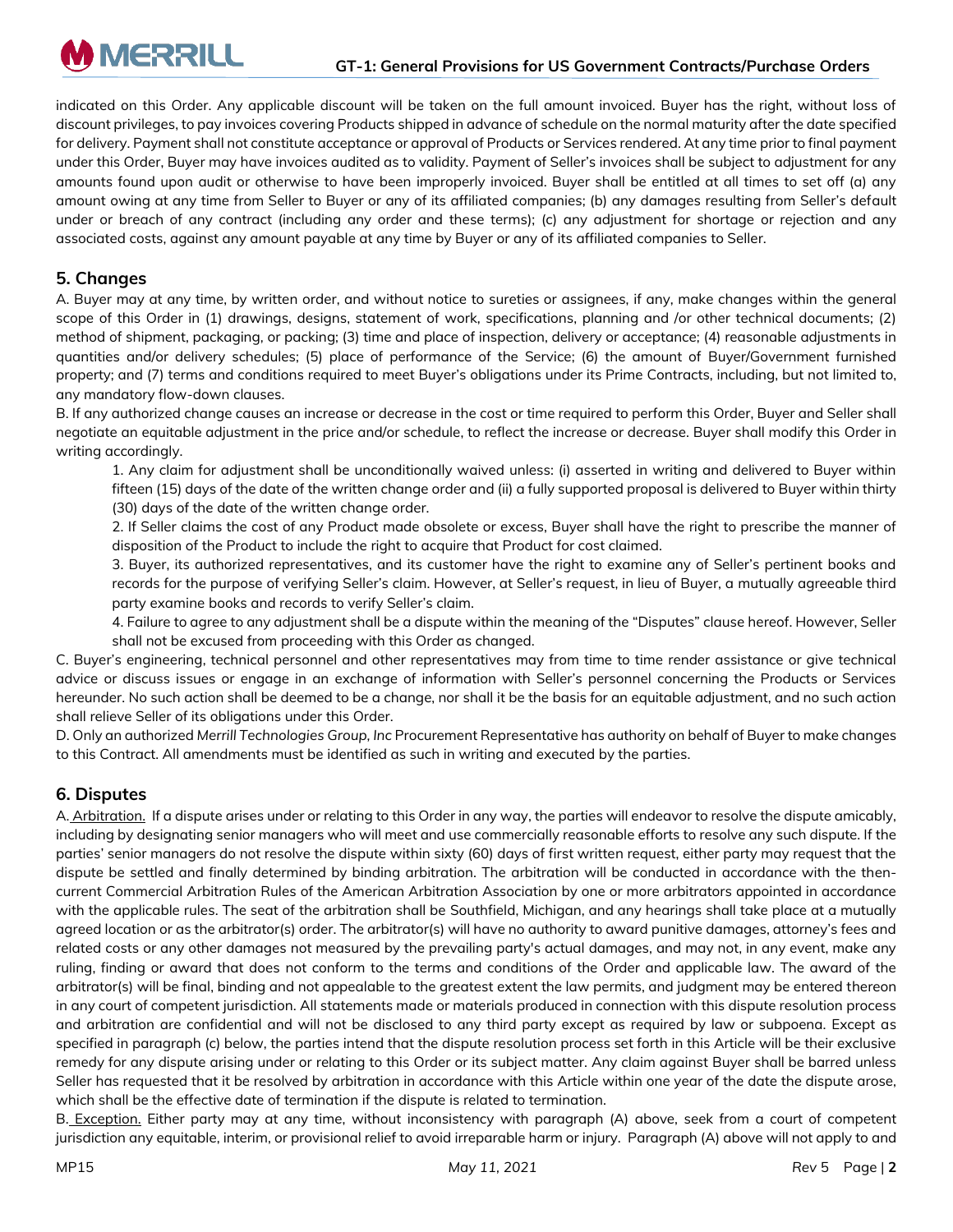indicated on this Order. Any applicable discount will be taken on the full amount invoiced. Buyer has the right, without loss of discount privileges, to pay invoices covering Products shipped in advance of schedule on the normal maturity after the date specified for delivery. Payment shall not constitute acceptance or approval of Products or Services rendered. At any time prior to final payment under this Order, Buyer may have invoices audited as to validity. Payment of Seller's invoices shall be subject to adjustment for any amounts found upon audit or otherwise to have been improperly invoiced. Buyer shall be entitled at all times to set off (a) any amount owing at any time from Seller to Buyer or any of its affiliated companies; (b) any damages resulting from Seller's default under or breach of any contract (including any order and these terms); (c) any adjustment for shortage or rejection and any associated costs, against any amount payable at any time by Buyer or any of its affiliated companies to Seller.

## 5. Changes

A. Buyer may at any time, by written order, and without notice to sureties or assignees, if any, make changes within the general scope of this Order in (1) drawings, designs, statement of work, specifications, planning and /or other technical documents; (2) method of shipment, packaging, or packing; (3) time and place of inspection, delivery or acceptance; (4) reasonable adjustments in quantities and/or delivery schedules; (5) place of performance of the Service; (6) the amount of Buyer/Government furnished property; and (7) terms and conditions required to meet Buyer's obligations under its Prime Contracts, including, but not limited to, any mandatory flow-down clauses.

B. If any authorized change causes an increase or decrease in the cost or time required to perform this Order, Buyer and Seller shall negotiate an equitable adjustment in the price and/or schedule, to reflect the increase or decrease. Buyer shall modify this Order in writing accordingly.

1. Any claim for adjustment shall be unconditionally waived unless: (i) asserted in writing and delivered to Buyer within fifteen (15) days of the date of the written change order and (ii) a fully supported proposal is delivered to Buyer within thirty (30) days of the date of the written change order.
2. If Seller claims the cost of any Product made obsolete or excess, Buyer shall have the right to prescribe the manner of disposition of the Product to include the right to acquire that Product for cost claimed.
3. Buyer, its authorized representatives, and its customer have the right to examine any of Seller's pertinent books and records for the purpose of verifying Seller's claim. However, at Seller's request, in lieu of Buyer, a mutually agreeable third party examine books and records to verify Seller's claim.
4. Failure to agree to any adjustment shall be a dispute within the meaning of the "Disputes" clause hereof. However, Seller shall not be excused from proceeding with this Order as changed.

C. Buyer's engineering, technical personnel and other representatives may from time to time render assistance or give technical advice or discuss issues or engage in an exchange of information with Seller's personnel concerning the Products or Services hereunder. No such action shall be deemed to be a change, nor shall it be the basis for an equitable adjustment, and no such action shall relieve Seller of its obligations under this Order.

D. Only an authorized *Merrill Technologies Group, Inc* Procurement Representative has authority on behalf of Buyer to make changes to this Contract. All amendments must be identified as such in writing and executed by the parties.

## 6. Disputes

A. Arbitration. If a dispute arises under or relating to this Order in any way, the parties will endeavor to resolve the dispute amicably, including by designating senior managers who will meet and use commercially reasonable efforts to resolve any such dispute. If the parties' senior managers do not resolve the dispute within sixty (60) days of first written request, either party may request that the dispute be settled and finally determined by binding arbitration. The arbitration will be conducted in accordance with the then-current Commercial Arbitration Rules of the American Arbitration Association by one or more arbitrators appointed in accordance with the applicable rules. The seat of the arbitration shall be Southfield, Michigan, and any hearings shall take place at a mutually agreed location or as the arbitrator(s) order. The arbitrator(s) will have no authority to award punitive damages, attorney's fees and related costs or any other damages not measured by the prevailing party's actual damages, and may not, in any event, make any ruling, finding or award that does not conform to the terms and conditions of the Order and applicable law. The award of the arbitrator(s) will be final, binding and not appealable to the greatest extent the law permits, and judgment may be entered thereon in any court of competent jurisdiction. All statements made or materials produced in connection with this dispute resolution process and arbitration are confidential and will not be disclosed to any third party except as required by law or subpoena. Except as specified in paragraph (c) below, the parties intend that the dispute resolution process set forth in this Article will be their exclusive remedy for any dispute arising under or relating to this Order or its subject matter. Any claim against Buyer shall be barred unless Seller has requested that it be resolved by arbitration in accordance with this Article within one year of the date the dispute arose, which shall be the effective date of termination if the dispute is related to termination.

B. Exception. Either party may at any time, without inconsistency with paragraph (A) above, seek from a court of competent jurisdiction any equitable, interim, or provisional relief to avoid irreparable harm or injury. Paragraph (A) above will not apply to and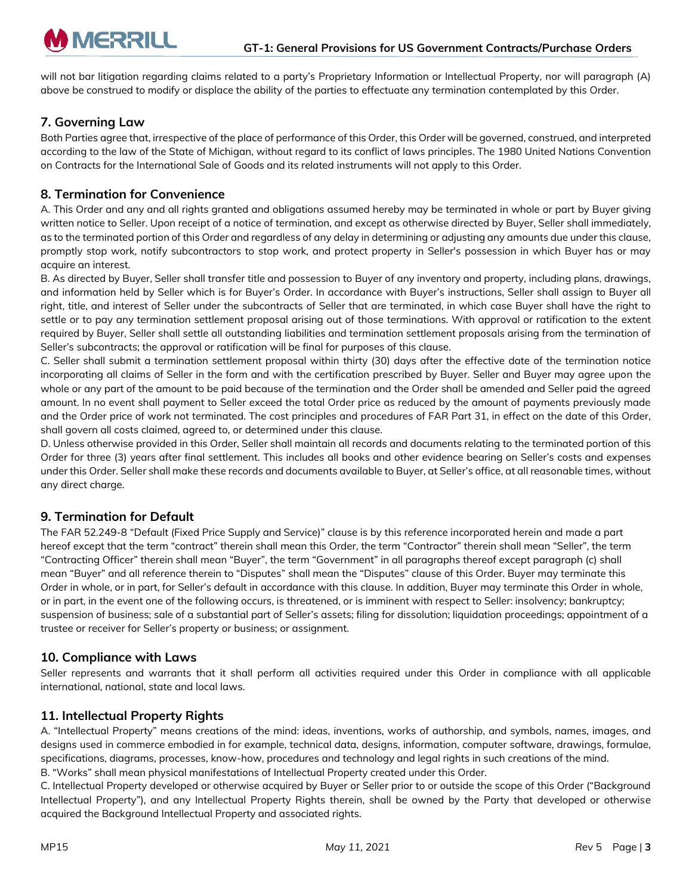will not bar litigation regarding claims related to a party's Proprietary Information or Intellectual Property, nor will paragraph (A) above be construed to modify or displace the ability of the parties to effectuate any termination contemplated by this Order.

## 7. Governing Law

Both Parties agree that, irrespective of the place of performance of this Order, this Order will be governed, construed, and interpreted according to the law of the State of Michigan, without regard to its conflict of laws principles. The 1980 United Nations Convention on Contracts for the International Sale of Goods and its related instruments will not apply to this Order.

## 8. Termination for Convenience

A. This Order and any and all rights granted and obligations assumed hereby may be terminated in whole or part by Buyer giving written notice to Seller. Upon receipt of a notice of termination, and except as otherwise directed by Buyer, Seller shall immediately, as to the terminated portion of this Order and regardless of any delay in determining or adjusting any amounts due under this clause, promptly stop work, notify subcontractors to stop work, and protect property in Seller's possession in which Buyer has or may acquire an interest.

B. As directed by Buyer, Seller shall transfer title and possession to Buyer of any inventory and property, including plans, drawings, and information held by Seller which is for Buyer's Order. In accordance with Buyer's instructions, Seller shall assign to Buyer all right, title, and interest of Seller under the subcontracts of Seller that are terminated, in which case Buyer shall have the right to settle or to pay any termination settlement proposal arising out of those terminations. With approval or ratification to the extent required by Buyer, Seller shall settle all outstanding liabilities and termination settlement proposals arising from the termination of Seller's subcontracts; the approval or ratification will be final for purposes of this clause.

C. Seller shall submit a termination settlement proposal within thirty (30) days after the effective date of the termination notice incorporating all claims of Seller in the form and with the certification prescribed by Buyer. Seller and Buyer may agree upon the whole or any part of the amount to be paid because of the termination and the Order shall be amended and Seller paid the agreed amount. In no event shall payment to Seller exceed the total Order price as reduced by the amount of payments previously made and the Order price of work not terminated. The cost principles and procedures of FAR Part 31, in effect on the date of this Order, shall govern all costs claimed, agreed to, or determined under this clause.

D. Unless otherwise provided in this Order, Seller shall maintain all records and documents relating to the terminated portion of this Order for three (3) years after final settlement. This includes all books and other evidence bearing on Seller's costs and expenses under this Order. Seller shall make these records and documents available to Buyer, at Seller's office, at all reasonable times, without any direct charge.

## 9. Termination for Default

The FAR 52.249-8 "Default (Fixed Price Supply and Service)" clause is by this reference incorporated herein and made a part hereof except that the term "contract" therein shall mean this Order, the term "Contractor" therein shall mean "Seller", the term "Contracting Officer" therein shall mean "Buyer", the term "Government" in all paragraphs thereof except paragraph (c) shall mean "Buyer" and all reference therein to "Disputes" shall mean the "Disputes" clause of this Order. Buyer may terminate this Order in whole, or in part, for Seller's default in accordance with this clause. In addition, Buyer may terminate this Order in whole, or in part, in the event one of the following occurs, is threatened, or is imminent with respect to Seller: insolvency; bankruptcy; suspension of business; sale of a substantial part of Seller's assets; filing for dissolution; liquidation proceedings; appointment of a trustee or receiver for Seller's property or business; or assignment.

## 10. Compliance with Laws

Seller represents and warrants that it shall perform all activities required under this Order in compliance with all applicable international, national, state and local laws.

## 11. Intellectual Property Rights

A. "Intellectual Property" means creations of the mind: ideas, inventions, works of authorship, and symbols, names, images, and designs used in commerce embodied in for example, technical data, designs, information, computer software, drawings, formulae, specifications, diagrams, processes, know-how, procedures and technology and legal rights in such creations of the mind.

B. "Works" shall mean physical manifestations of Intellectual Property created under this Order.

C. Intellectual Property developed or otherwise acquired by Buyer or Seller prior to or outside the scope of this Order ("Background Intellectual Property"), and any Intellectual Property Rights therein, shall be owned by the Party that developed or otherwise acquired the Background Intellectual Property and associated rights.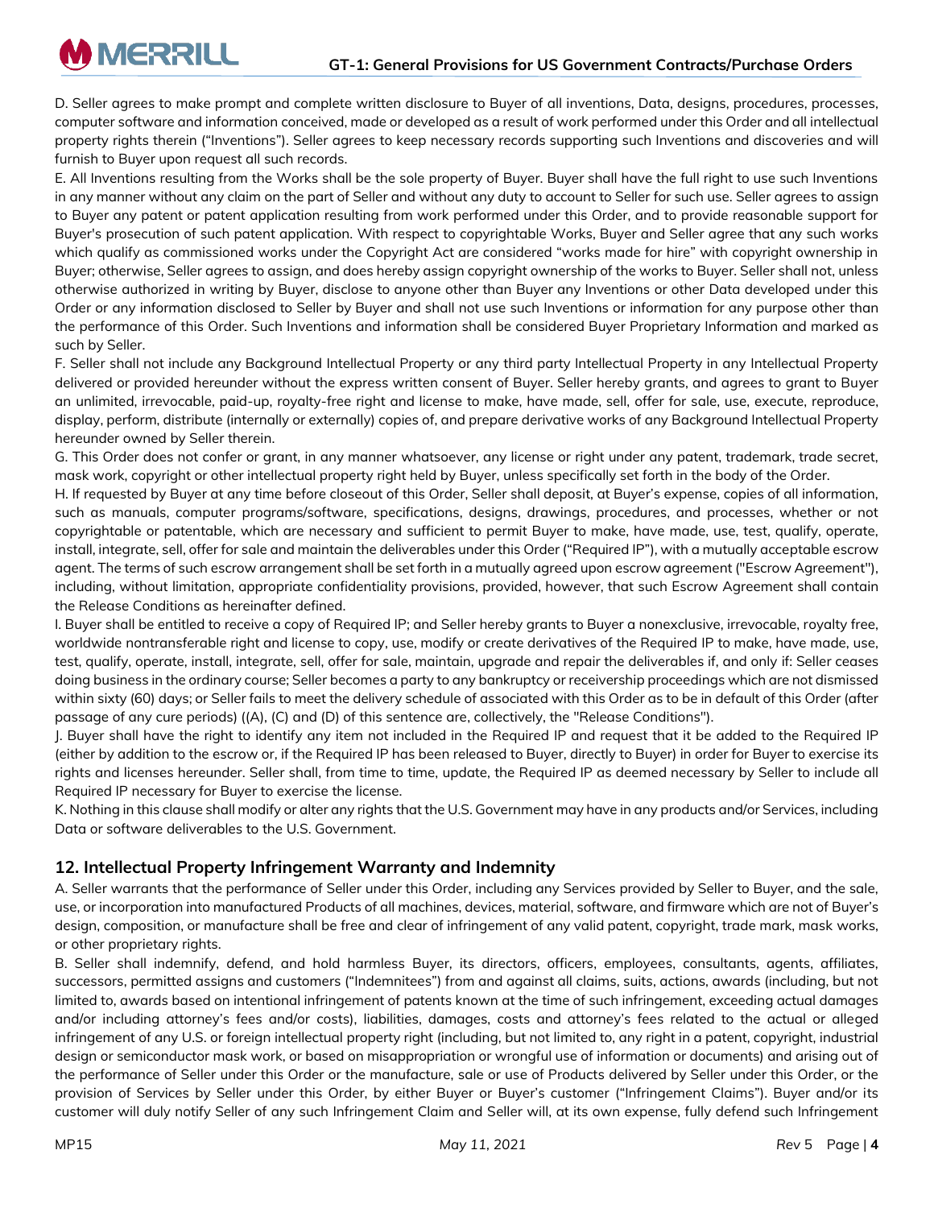D. Seller agrees to make prompt and complete written disclosure to Buyer of all inventions, Data, designs, procedures, processes, computer software and information conceived, made or developed as a result of work performed under this Order and all intellectual property rights therein ("Inventions"). Seller agrees to keep necessary records supporting such Inventions and discoveries and will furnish to Buyer upon request all such records.

E. All Inventions resulting from the Works shall be the sole property of Buyer. Buyer shall have the full right to use such Inventions in any manner without any claim on the part of Seller and without any duty to account to Seller for such use. Seller agrees to assign to Buyer any patent or patent application resulting from work performed under this Order, and to provide reasonable support for Buyer's prosecution of such patent application. With respect to copyrightable Works, Buyer and Seller agree that any such works which qualify as commissioned works under the Copyright Act are considered "works made for hire" with copyright ownership in Buyer; otherwise, Seller agrees to assign, and does hereby assign copyright ownership of the works to Buyer. Seller shall not, unless otherwise authorized in writing by Buyer, disclose to anyone other than Buyer any Inventions or other Data developed under this Order or any information disclosed to Seller by Buyer and shall not use such Inventions or information for any purpose other than the performance of this Order. Such Inventions and information shall be considered Buyer Proprietary Information and marked as such by Seller.

F. Seller shall not include any Background Intellectual Property or any third party Intellectual Property in any Intellectual Property delivered or provided hereunder without the express written consent of Buyer. Seller hereby grants, and agrees to grant to Buyer an unlimited, irrevocable, paid-up, royalty-free right and license to make, have made, sell, offer for sale, use, execute, reproduce, display, perform, distribute (internally or externally) copies of, and prepare derivative works of any Background Intellectual Property hereunder owned by Seller therein.

G. This Order does not confer or grant, in any manner whatsoever, any license or right under any patent, trademark, trade secret, mask work, copyright or other intellectual property right held by Buyer, unless specifically set forth in the body of the Order.

H. If requested by Buyer at any time before closeout of this Order, Seller shall deposit, at Buyer's expense, copies of all information, such as manuals, computer programs/software, specifications, designs, drawings, procedures, and processes, whether or not copyrightable or patentable, which are necessary and sufficient to permit Buyer to make, have made, use, test, qualify, operate, install, integrate, sell, offer for sale and maintain the deliverables under this Order ("Required IP"), with a mutually acceptable escrow agent. The terms of such escrow arrangement shall be set forth in a mutually agreed upon escrow agreement ("Escrow Agreement"), including, without limitation, appropriate confidentiality provisions, provided, however, that such Escrow Agreement shall contain the Release Conditions as hereinafter defined.

I. Buyer shall be entitled to receive a copy of Required IP; and Seller hereby grants to Buyer a nonexclusive, irrevocable, royalty free, worldwide nontransferable right and license to copy, use, modify or create derivatives of the Required IP to make, have made, use, test, qualify, operate, install, integrate, sell, offer for sale, maintain, upgrade and repair the deliverables if, and only if: Seller ceases doing business in the ordinary course; Seller becomes a party to any bankruptcy or receivership proceedings which are not dismissed within sixty (60) days; or Seller fails to meet the delivery schedule of associated with this Order as to be in default of this Order (after passage of any cure periods) ((A), (C) and (D) of this sentence are, collectively, the "Release Conditions").

J. Buyer shall have the right to identify any item not included in the Required IP and request that it be added to the Required IP (either by addition to the escrow or, if the Required IP has been released to Buyer, directly to Buyer) in order for Buyer to exercise its rights and licenses hereunder. Seller shall, from time to time, update, the Required IP as deemed necessary by Seller to include all Required IP necessary for Buyer to exercise the license.

K. Nothing in this clause shall modify or alter any rights that the U.S. Government may have in any products and/or Services, including Data or software deliverables to the U.S. Government.

## 12. Intellectual Property Infringement Warranty and Indemnity

A. Seller warrants that the performance of Seller under this Order, including any Services provided by Seller to Buyer, and the sale, use, or incorporation into manufactured Products of all machines, devices, material, software, and firmware which are not of Buyer's design, composition, or manufacture shall be free and clear of infringement of any valid patent, copyright, trade mark, mask works, or other proprietary rights.

B. Seller shall indemnify, defend, and hold harmless Buyer, its directors, officers, employees, consultants, agents, affiliates, successors, permitted assigns and customers ("Indemnitees") from and against all claims, suits, actions, awards (including, but not limited to, awards based on intentional infringement of patents known at the time of such infringement, exceeding actual damages and/or including attorney's fees and/or costs), liabilities, damages, costs and attorney's fees related to the actual or alleged infringement of any U.S. or foreign intellectual property right (including, but not limited to, any right in a patent, copyright, industrial design or semiconductor mask work, or based on misappropriation or wrongful use of information or documents) and arising out of the performance of Seller under this Order or the manufacture, sale or use of Products delivered by Seller under this Order, or the provision of Services by Seller under this Order, by either Buyer or Buyer's customer ("Infringement Claims"). Buyer and/or its customer will duly notify Seller of any such Infringement Claim and Seller will, at its own expense, fully defend such Infringement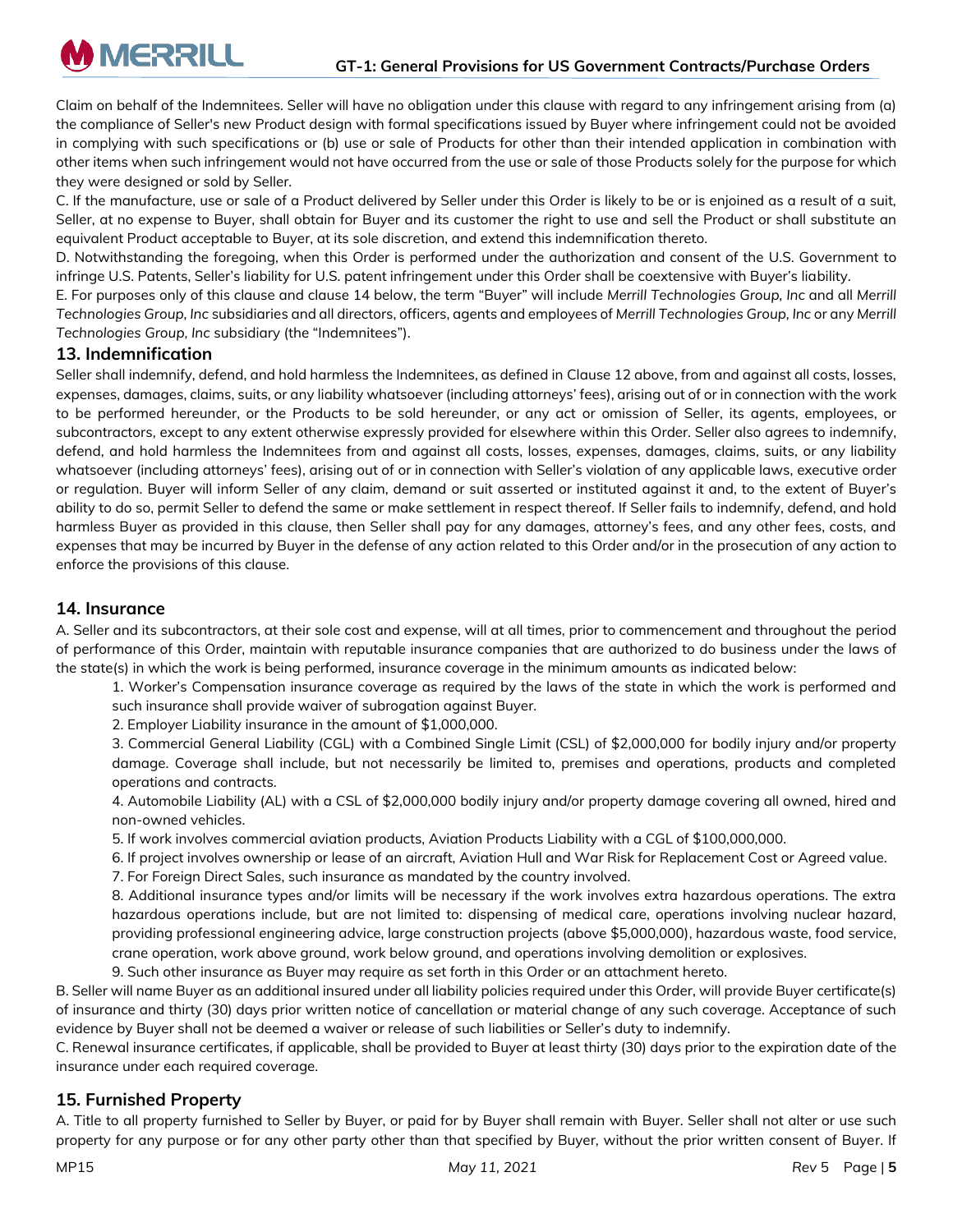Claim on behalf of the Indemnitees. Seller will have no obligation under this clause with regard to any infringement arising from (a) the compliance of Seller's new Product design with formal specifications issued by Buyer where infringement could not be avoided in complying with such specifications or (b) use or sale of Products for other than their intended application in combination with other items when such infringement would not have occurred from the use or sale of those Products solely for the purpose for which they were designed or sold by Seller.

C. If the manufacture, use or sale of a Product delivered by Seller under this Order is likely to be or is enjoined as a result of a suit, Seller, at no expense to Buyer, shall obtain for Buyer and its customer the right to use and sell the Product or shall substitute an equivalent Product acceptable to Buyer, at its sole discretion, and extend this indemnification thereto.

D. Notwithstanding the foregoing, when this Order is performed under the authorization and consent of the U.S. Government to infringe U.S. Patents, Seller's liability for U.S. patent infringement under this Order shall be coextensive with Buyer's liability.

E. For purposes only of this clause and clause 14 below, the term "Buyer" will include *Merrill Technologies Group, Inc* and all *Merrill Technologies Group, Inc* subsidiaries and all directors, officers, agents and employees of *Merrill Technologies Group, Inc* or any *Merrill Technologies Group, Inc* subsidiary (the "Indemnitees").

## 13. Indemnification

Seller shall indemnify, defend, and hold harmless the Indemnitees, as defined in Clause 12 above, from and against all costs, losses, expenses, damages, claims, suits, or any liability whatsoever (including attorneys' fees), arising out of or in connection with the work to be performed hereunder, or the Products to be sold hereunder, or any act or omission of Seller, its agents, employees, or subcontractors, except to any extent otherwise expressly provided for elsewhere within this Order. Seller also agrees to indemnify, defend, and hold harmless the Indemnitees from and against all costs, losses, expenses, damages, claims, suits, or any liability whatsoever (including attorneys' fees), arising out of or in connection with Seller's violation of any applicable laws, executive order or regulation. Buyer will inform Seller of any claim, demand or suit asserted or instituted against it and, to the extent of Buyer's ability to do so, permit Seller to defend the same or make settlement in respect thereof. If Seller fails to indemnify, defend, and hold harmless Buyer as provided in this clause, then Seller shall pay for any damages, attorney's fees, and any other fees, costs, and expenses that may be incurred by Buyer in the defense of any action related to this Order and/or in the prosecution of any action to enforce the provisions of this clause.

## 14. Insurance

A. Seller and its subcontractors, at their sole cost and expense, will at all times, prior to commencement and throughout the period of performance of this Order, maintain with reputable insurance companies that are authorized to do business under the laws of the state(s) in which the work is being performed, insurance coverage in the minimum amounts as indicated below:

1. Worker's Compensation insurance coverage as required by the laws of the state in which the work is performed and such insurance shall provide waiver of subrogation against Buyer.
2. Employer Liability insurance in the amount of $1,000,000.
3. Commercial General Liability (CGL) with a Combined Single Limit (CSL) of $2,000,000 for bodily injury and/or property damage. Coverage shall include, but not necessarily be limited to, premises and operations, products and completed operations and contracts.
4. Automobile Liability (AL) with a CSL of $2,000,000 bodily injury and/or property damage covering all owned, hired and non-owned vehicles.
5. If work involves commercial aviation products, Aviation Products Liability with a CGL of $100,000,000.
6. If project involves ownership or lease of an aircraft, Aviation Hull and War Risk for Replacement Cost or Agreed value.
7. For Foreign Direct Sales, such insurance as mandated by the country involved.
8. Additional insurance types and/or limits will be necessary if the work involves extra hazardous operations. The extra hazardous operations include, but are not limited to: dispensing of medical care, operations involving nuclear hazard, providing professional engineering advice, large construction projects (above $5,000,000), hazardous waste, food service, crane operation, work above ground, work below ground, and operations involving demolition or explosives.
9. Such other insurance as Buyer may require as set forth in this Order or an attachment hereto.

B. Seller will name Buyer as an additional insured under all liability policies required under this Order, will provide Buyer certificate(s) of insurance and thirty (30) days prior written notice of cancellation or material change of any such coverage. Acceptance of such evidence by Buyer shall not be deemed a waiver or release of such liabilities or Seller's duty to indemnify.

C. Renewal insurance certificates, if applicable, shall be provided to Buyer at least thirty (30) days prior to the expiration date of the insurance under each required coverage.

## 15. Furnished Property

A. Title to all property furnished to Seller by Buyer, or paid for by Buyer shall remain with Buyer. Seller shall not alter or use such property for any purpose or for any other party other than that specified by Buyer, without the prior written consent of Buyer. If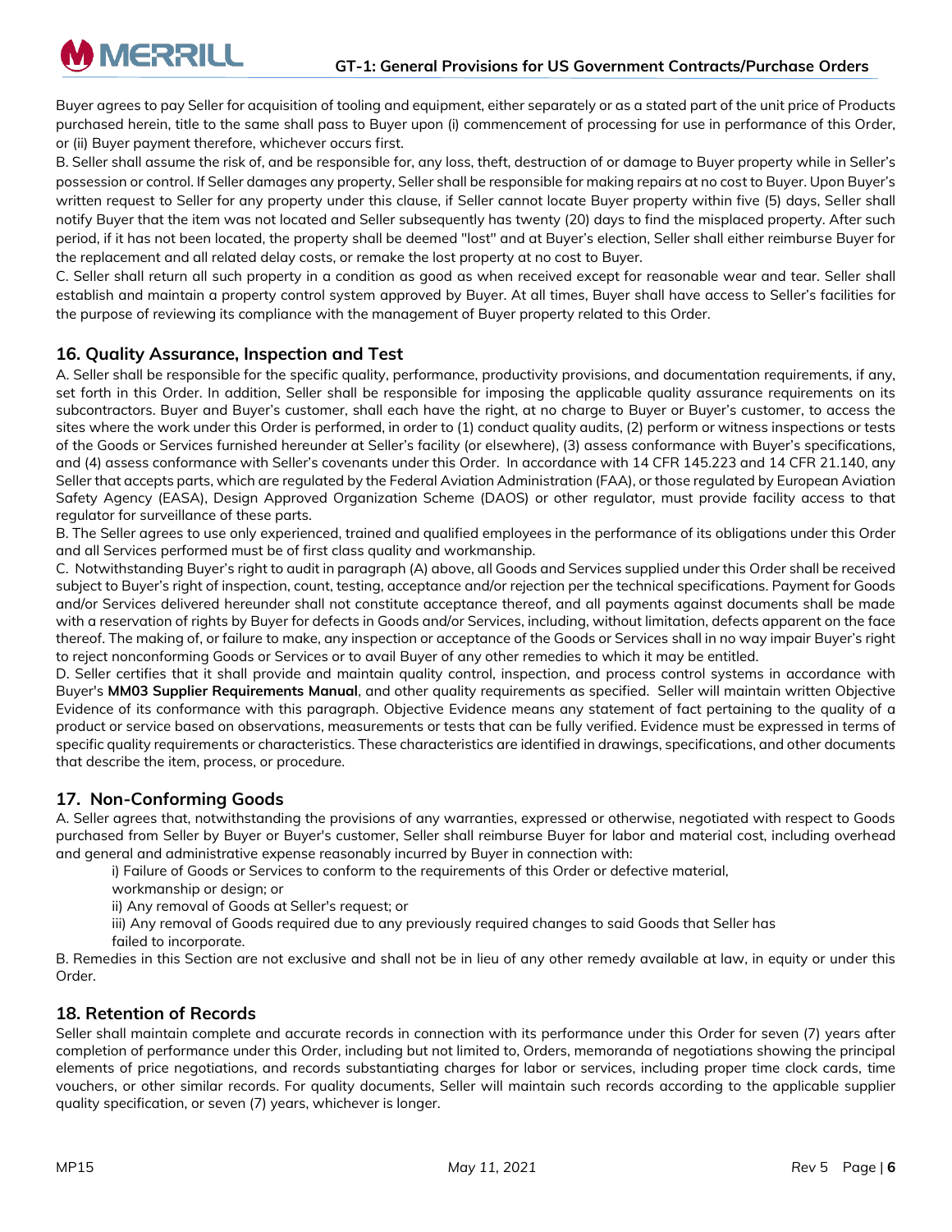Buyer agrees to pay Seller for acquisition of tooling and equipment, either separately or as a stated part of the unit price of Products purchased herein, title to the same shall pass to Buyer upon (i) commencement of processing for use in performance of this Order, or (ii) Buyer payment therefore, whichever occurs first.

B. Seller shall assume the risk of, and be responsible for, any loss, theft, destruction of or damage to Buyer property while in Seller's possession or control. If Seller damages any property, Seller shall be responsible for making repairs at no cost to Buyer. Upon Buyer's written request to Seller for any property under this clause, if Seller cannot locate Buyer property within five (5) days, Seller shall notify Buyer that the item was not located and Seller subsequently has twenty (20) days to find the misplaced property. After such period, if it has not been located, the property shall be deemed "lost" and at Buyer's election, Seller shall either reimburse Buyer for the replacement and all related delay costs, or remake the lost property at no cost to Buyer.

C. Seller shall return all such property in a condition as good as when received except for reasonable wear and tear. Seller shall establish and maintain a property control system approved by Buyer. At all times, Buyer shall have access to Seller's facilities for the purpose of reviewing its compliance with the management of Buyer property related to this Order.

## 16. Quality Assurance, Inspection and Test

A. Seller shall be responsible for the specific quality, performance, productivity provisions, and documentation requirements, if any, set forth in this Order. In addition, Seller shall be responsible for imposing the applicable quality assurance requirements on its subcontractors. Buyer and Buyer's customer, shall each have the right, at no charge to Buyer or Buyer's customer, to access the sites where the work under this Order is performed, in order to (1) conduct quality audits, (2) perform or witness inspections or tests of the Goods or Services furnished hereunder at Seller's facility (or elsewhere), (3) assess conformance with Buyer's specifications, and (4) assess conformance with Seller's covenants under this Order. In accordance with 14 CFR 145.223 and 14 CFR 21.140, any Seller that accepts parts, which are regulated by the Federal Aviation Administration (FAA), or those regulated by European Aviation Safety Agency (EASA), Design Approved Organization Scheme (DAOS) or other regulator, must provide facility access to that regulator for surveillance of these parts.

B. The Seller agrees to use only experienced, trained and qualified employees in the performance of its obligations under this Order and all Services performed must be of first class quality and workmanship.

C. Notwithstanding Buyer's right to audit in paragraph (A) above, all Goods and Services supplied under this Order shall be received subject to Buyer's right of inspection, count, testing, acceptance and/or rejection per the technical specifications. Payment for Goods and/or Services delivered hereunder shall not constitute acceptance thereof, and all payments against documents shall be made with a reservation of rights by Buyer for defects in Goods and/or Services, including, without limitation, defects apparent on the face thereof. The making of, or failure to make, any inspection or acceptance of the Goods or Services shall in no way impair Buyer's right to reject nonconforming Goods or Services or to avail Buyer of any other remedies to which it may be entitled.

D. Seller certifies that it shall provide and maintain quality control, inspection, and process control systems in accordance with Buyer's **MM03 Supplier Requirements Manual**, and other quality requirements as specified. Seller will maintain written Objective Evidence of its conformance with this paragraph. Objective Evidence means any statement of fact pertaining to the quality of a product or service based on observations, measurements or tests that can be fully verified. Evidence must be expressed in terms of specific quality requirements or characteristics. These characteristics are identified in drawings, specifications, and other documents that describe the item, process, or procedure.

## 17. Non-Conforming Goods

A. Seller agrees that, notwithstanding the provisions of any warranties, expressed or otherwise, negotiated with respect to Goods purchased from Seller by Buyer or Buyer's customer, Seller shall reimburse Buyer for labor and material cost, including overhead and general and administrative expense reasonably incurred by Buyer in connection with:

i) Failure of Goods or Services to conform to the requirements of this Order or defective material, workmanship or design; or

ii) Any removal of Goods at Seller's request; or

iii) Any removal of Goods required due to any previously required changes to said Goods that Seller has failed to incorporate.

B. Remedies in this Section are not exclusive and shall not be in lieu of any other remedy available at law, in equity or under this Order.

## 18. Retention of Records

Seller shall maintain complete and accurate records in connection with its performance under this Order for seven (7) years after completion of performance under this Order, including but not limited to, Orders, memoranda of negotiations showing the principal elements of price negotiations, and records substantiating charges for labor or services, including proper time clock cards, time vouchers, or other similar records. For quality documents, Seller will maintain such records according to the applicable supplier quality specification, or seven (7) years, whichever is longer.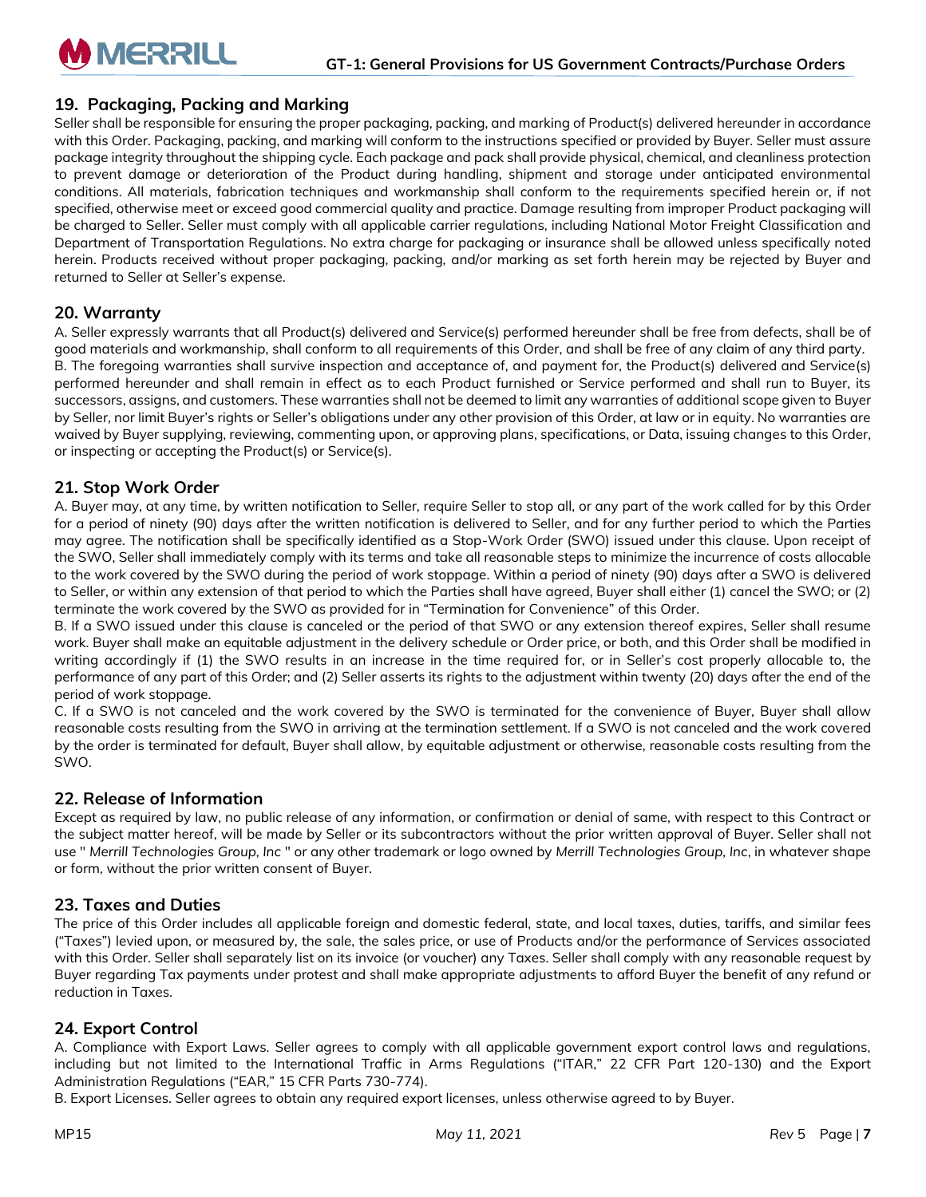## 19. Packaging, Packing and Marking

Seller shall be responsible for ensuring the proper packaging, packing, and marking of Product(s) delivered hereunder in accordance with this Order. Packaging, packing, and marking will conform to the instructions specified or provided by Buyer. Seller must assure package integrity throughout the shipping cycle. Each package and pack shall provide physical, chemical, and cleanliness protection to prevent damage or deterioration of the Product during handling, shipment and storage under anticipated environmental conditions. All materials, fabrication techniques and workmanship shall conform to the requirements specified herein or, if not specified, otherwise meet or exceed good commercial quality and practice. Damage resulting from improper Product packaging will be charged to Seller. Seller must comply with all applicable carrier regulations, including National Motor Freight Classification and Department of Transportation Regulations. No extra charge for packaging or insurance shall be allowed unless specifically noted herein. Products received without proper packaging, packing, and/or marking as set forth herein may be rejected by Buyer and returned to Seller at Seller's expense.

## 20. Warranty

A. Seller expressly warrants that all Product(s) delivered and Service(s) performed hereunder shall be free from defects, shall be of good materials and workmanship, shall conform to all requirements of this Order, and shall be free of any claim of any third party.
B. The foregoing warranties shall survive inspection and acceptance of, and payment for, the Product(s) delivered and Service(s) performed hereunder and shall remain in effect as to each Product furnished or Service performed and shall run to Buyer, its successors, assigns, and customers. These warranties shall not be deemed to limit any warranties of additional scope given to Buyer by Seller, nor limit Buyer's rights or Seller's obligations under any other provision of this Order, at law or in equity. No warranties are waived by Buyer supplying, reviewing, commenting upon, or approving plans, specifications, or Data, issuing changes to this Order, or inspecting or accepting the Product(s) or Service(s).

## 21. Stop Work Order

A. Buyer may, at any time, by written notification to Seller, require Seller to stop all, or any part of the work called for by this Order for a period of ninety (90) days after the written notification is delivered to Seller, and for any further period to which the Parties may agree. The notification shall be specifically identified as a Stop-Work Order (SWO) issued under this clause. Upon receipt of the SWO, Seller shall immediately comply with its terms and take all reasonable steps to minimize the incurrence of costs allocable to the work covered by the SWO during the period of work stoppage. Within a period of ninety (90) days after a SWO is delivered to Seller, or within any extension of that period to which the Parties shall have agreed, Buyer shall either (1) cancel the SWO; or (2) terminate the work covered by the SWO as provided for in "Termination for Convenience" of this Order.
B. If a SWO issued under this clause is canceled or the period of that SWO or any extension thereof expires, Seller shall resume work. Buyer shall make an equitable adjustment in the delivery schedule or Order price, or both, and this Order shall be modified in writing accordingly if (1) the SWO results in an increase in the time required for, or in Seller's cost properly allocable to, the performance of any part of this Order; and (2) Seller asserts its rights to the adjustment within twenty (20) days after the end of the period of work stoppage.
C. If a SWO is not canceled and the work covered by the SWO is terminated for the convenience of Buyer, Buyer shall allow reasonable costs resulting from the SWO in arriving at the termination settlement. If a SWO is not canceled and the work covered by the order is terminated for default, Buyer shall allow, by equitable adjustment or otherwise, reasonable costs resulting from the SWO.

## 22. Release of Information

Except as required by law, no public release of any information, or confirmation or denial of same, with respect to this Contract or the subject matter hereof, will be made by Seller or its subcontractors without the prior written approval of Buyer. Seller shall not use " *Merrill Technologies Group, Inc* " or any other trademark or logo owned by *Merrill Technologies Group, Inc*, in whatever shape or form, without the prior written consent of Buyer.

## 23. Taxes and Duties

The price of this Order includes all applicable foreign and domestic federal, state, and local taxes, duties, tariffs, and similar fees ("Taxes") levied upon, or measured by, the sale, the sales price, or use of Products and/or the performance of Services associated with this Order. Seller shall separately list on its invoice (or voucher) any Taxes. Seller shall comply with any reasonable request by Buyer regarding Tax payments under protest and shall make appropriate adjustments to afford Buyer the benefit of any refund or reduction in Taxes.

## 24. Export Control

A. Compliance with Export Laws. Seller agrees to comply with all applicable government export control laws and regulations, including but not limited to the International Traffic in Arms Regulations ("ITAR," 22 CFR Part 120-130) and the Export Administration Regulations ("EAR," 15 CFR Parts 730-774).
B. Export Licenses. Seller agrees to obtain any required export licenses, unless otherwise agreed to by Buyer.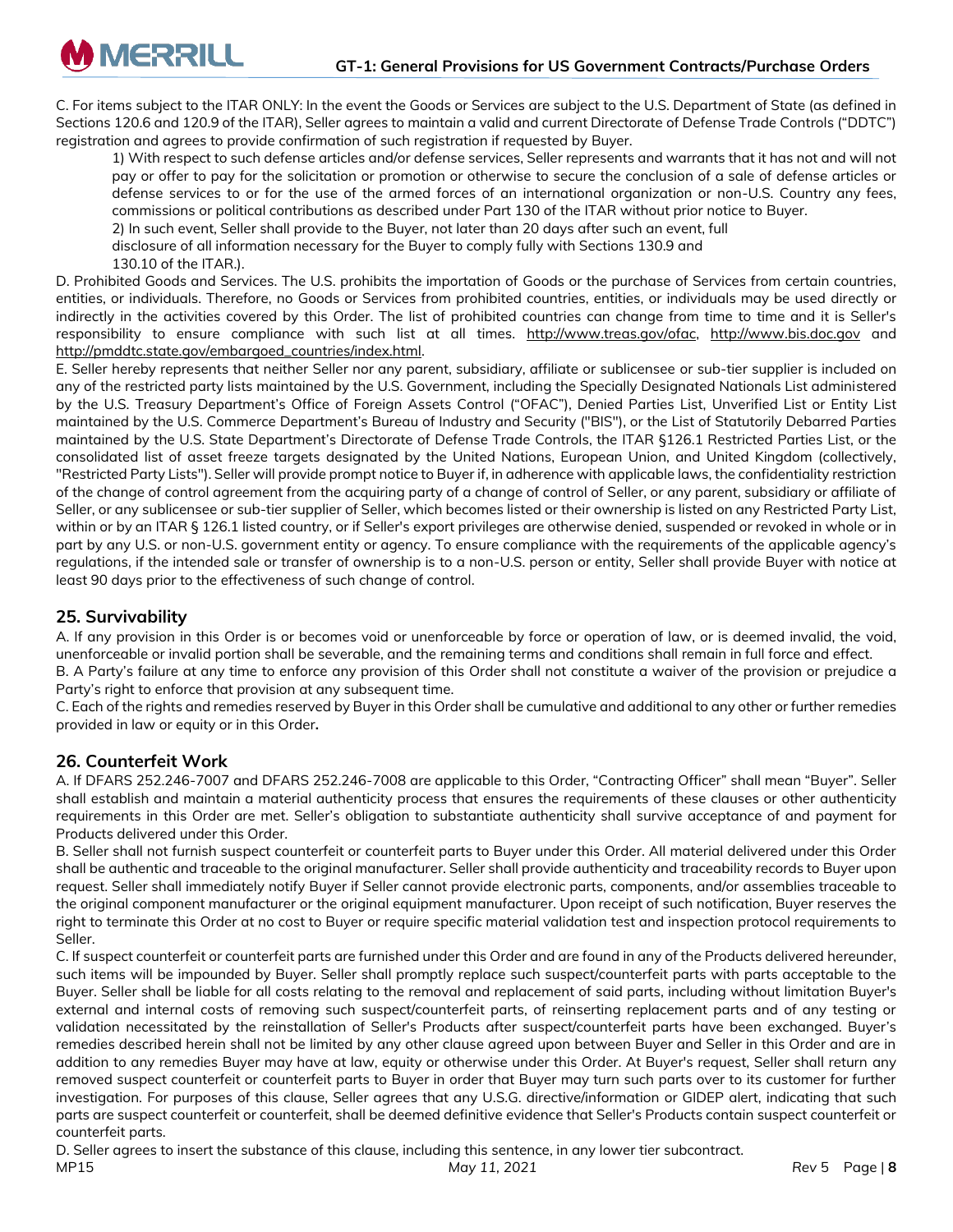C. For items subject to the ITAR ONLY: In the event the Goods or Services are subject to the U.S. Department of State (as defined in Sections 120.6 and 120.9 of the ITAR), Seller agrees to maintain a valid and current Directorate of Defense Trade Controls ("DDTC") registration and agrees to provide confirmation of such registration if requested by Buyer.

1) With respect to such defense articles and/or defense services, Seller represents and warrants that it has not and will not pay or offer to pay for the solicitation or promotion or otherwise to secure the conclusion of a sale of defense articles or defense services to or for the use of the armed forces of an international organization or non-U.S. Country any fees, commissions or political contributions as described under Part 130 of the ITAR without prior notice to Buyer.

2) In such event, Seller shall provide to the Buyer, not later than 20 days after such an event, full disclosure of all information necessary for the Buyer to comply fully with Sections 130.9 and 130.10 of the ITAR.).

D. Prohibited Goods and Services. The U.S. prohibits the importation of Goods or the purchase of Services from certain countries, entities, or individuals. Therefore, no Goods or Services from prohibited countries, entities, or individuals may be used directly or indirectly in the activities covered by this Order. The list of prohibited countries can change from time to time and it is Seller's responsibility to ensure compliance with such list at all times. http://www.treas.gov/ofac, http://www.bis.doc.gov and http://pmddtc.state.gov/embargoed_countries/index.html.

E. Seller hereby represents that neither Seller nor any parent, subsidiary, affiliate or sublicensee or sub-tier supplier is included on any of the restricted party lists maintained by the U.S. Government, including the Specially Designated Nationals List administered by the U.S. Treasury Department's Office of Foreign Assets Control ("OFAC"), Denied Parties List, Unverified List or Entity List maintained by the U.S. Commerce Department's Bureau of Industry and Security ("BIS"), or the List of Statutorily Debarred Parties maintained by the U.S. State Department's Directorate of Defense Trade Controls, the ITAR §126.1 Restricted Parties List, or the consolidated list of asset freeze targets designated by the United Nations, European Union, and United Kingdom (collectively, "Restricted Party Lists"). Seller will provide prompt notice to Buyer if, in adherence with applicable laws, the confidentiality restriction of the change of control agreement from the acquiring party of a change of control of Seller, or any parent, subsidiary or affiliate of Seller, or any sublicensee or sub-tier supplier of Seller, which becomes listed or their ownership is listed on any Restricted Party List, within or by an ITAR § 126.1 listed country, or if Seller's export privileges are otherwise denied, suspended or revoked in whole or in part by any U.S. or non-U.S. government entity or agency. To ensure compliance with the requirements of the applicable agency's regulations, if the intended sale or transfer of ownership is to a non-U.S. person or entity, Seller shall provide Buyer with notice at least 90 days prior to the effectiveness of such change of control.

## 25. Survivability

A. If any provision in this Order is or becomes void or unenforceable by force or operation of law, or is deemed invalid, the void, unenforceable or invalid portion shall be severable, and the remaining terms and conditions shall remain in full force and effect.

B. A Party's failure at any time to enforce any provision of this Order shall not constitute a waiver of the provision or prejudice a Party's right to enforce that provision at any subsequent time.

C. Each of the rights and remedies reserved by Buyer in this Order shall be cumulative and additional to any other or further remedies provided in law or equity or in this Order**.**

## 26. Counterfeit Work

A. If DFARS 252.246-7007 and DFARS 252.246-7008 are applicable to this Order, "Contracting Officer" shall mean "Buyer". Seller shall establish and maintain a material authenticity process that ensures the requirements of these clauses or other authenticity requirements in this Order are met. Seller's obligation to substantiate authenticity shall survive acceptance of and payment for Products delivered under this Order.

B. Seller shall not furnish suspect counterfeit or counterfeit parts to Buyer under this Order. All material delivered under this Order shall be authentic and traceable to the original manufacturer. Seller shall provide authenticity and traceability records to Buyer upon request. Seller shall immediately notify Buyer if Seller cannot provide electronic parts, components, and/or assemblies traceable to the original component manufacturer or the original equipment manufacturer. Upon receipt of such notification, Buyer reserves the right to terminate this Order at no cost to Buyer or require specific material validation test and inspection protocol requirements to Seller.

C. If suspect counterfeit or counterfeit parts are furnished under this Order and are found in any of the Products delivered hereunder, such items will be impounded by Buyer. Seller shall promptly replace such suspect/counterfeit parts with parts acceptable to the Buyer. Seller shall be liable for all costs relating to the removal and replacement of said parts, including without limitation Buyer's external and internal costs of removing such suspect/counterfeit parts, of reinserting replacement parts and of any testing or validation necessitated by the reinstallation of Seller's Products after suspect/counterfeit parts have been exchanged. Buyer's remedies described herein shall not be limited by any other clause agreed upon between Buyer and Seller in this Order and are in addition to any remedies Buyer may have at law, equity or otherwise under this Order. At Buyer's request, Seller shall return any removed suspect counterfeit or counterfeit parts to Buyer in order that Buyer may turn such parts over to its customer for further investigation. For purposes of this clause, Seller agrees that any U.S.G. directive/information or GIDEP alert, indicating that such parts are suspect counterfeit or counterfeit, shall be deemed definitive evidence that Seller's Products contain suspect counterfeit or counterfeit parts.

D. Seller agrees to insert the substance of this clause, including this sentence, in any lower tier subcontract.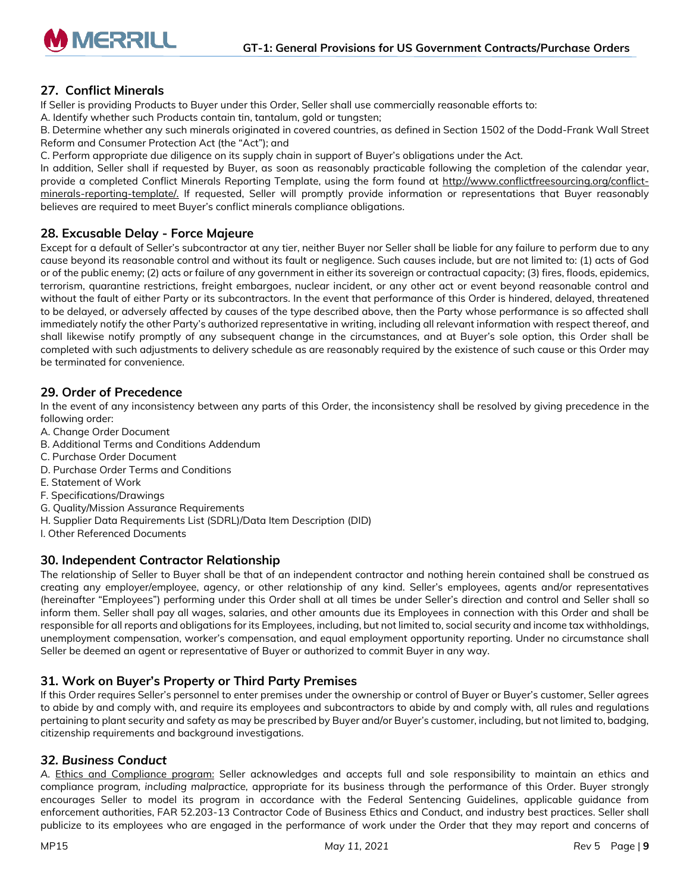## 27. Conflict Minerals

If Seller is providing Products to Buyer under this Order, Seller shall use commercially reasonable efforts to:

A. Identify whether such Products contain tin, tantalum, gold or tungsten;

B. Determine whether any such minerals originated in covered countries, as defined in Section 1502 of the Dodd-Frank Wall Street Reform and Consumer Protection Act (the "Act"); and

C. Perform appropriate due diligence on its supply chain in support of Buyer's obligations under the Act.

In addition, Seller shall if requested by Buyer, as soon as reasonably practicable following the completion of the calendar year, provide a completed Conflict Minerals Reporting Template, using the form found at http://www.conflictfreesourcing.org/conflict-minerals-reporting-template/. If requested, Seller will promptly provide information or representations that Buyer reasonably believes are required to meet Buyer's conflict minerals compliance obligations.

## 28. Excusable Delay - Force Majeure

Except for a default of Seller's subcontractor at any tier, neither Buyer nor Seller shall be liable for any failure to perform due to any cause beyond its reasonable control and without its fault or negligence. Such causes include, but are not limited to: (1) acts of God or of the public enemy; (2) acts or failure of any government in either its sovereign or contractual capacity; (3) fires, floods, epidemics, terrorism, quarantine restrictions, freight embargoes, nuclear incident, or any other act or event beyond reasonable control and without the fault of either Party or its subcontractors. In the event that performance of this Order is hindered, delayed, threatened to be delayed, or adversely affected by causes of the type described above, then the Party whose performance is so affected shall immediately notify the other Party's authorized representative in writing, including all relevant information with respect thereof, and shall likewise notify promptly of any subsequent change in the circumstances, and at Buyer's sole option, this Order shall be completed with such adjustments to delivery schedule as are reasonably required by the existence of such cause or this Order may be terminated for convenience.

## 29. Order of Precedence

In the event of any inconsistency between any parts of this Order, the inconsistency shall be resolved by giving precedence in the following order:

A. Change Order Document
B. Additional Terms and Conditions Addendum
C. Purchase Order Document
D. Purchase Order Terms and Conditions
E. Statement of Work
F. Specifications/Drawings
G. Quality/Mission Assurance Requirements
H. Supplier Data Requirements List (SDRL)/Data Item Description (DID)
I. Other Referenced Documents

## 30. Independent Contractor Relationship

The relationship of Seller to Buyer shall be that of an independent contractor and nothing herein contained shall be construed as creating any employer/employee, agency, or other relationship of any kind. Seller's employees, agents and/or representatives (hereinafter "Employees") performing under this Order shall at all times be under Seller's direction and control and Seller shall so inform them. Seller shall pay all wages, salaries, and other amounts due its Employees in connection with this Order and shall be responsible for all reports and obligations for its Employees, including, but not limited to, social security and income tax withholdings, unemployment compensation, worker's compensation, and equal employment opportunity reporting. Under no circumstance shall Seller be deemed an agent or representative of Buyer or authorized to commit Buyer in any way.

## 31. Work on Buyer's Property or Third Party Premises

If this Order requires Seller's personnel to enter premises under the ownership or control of Buyer or Buyer's customer, Seller agrees to abide by and comply with, and require its employees and subcontractors to abide by and comply with, all rules and regulations pertaining to plant security and safety as may be prescribed by Buyer and/or Buyer's customer, including, but not limited to, badging, citizenship requirements and background investigations.

## *32. Business Conduct*

*A.* Ethics and Compliance program: Seller acknowledges and accepts full and sole responsibility to maintain an ethics and compliance program, *including malpractice,* appropriate for its business through the performance of this Order. Buyer strongly encourages Seller to model its program in accordance with the Federal Sentencing Guidelines, applicable guidance from enforcement authorities, FAR 52.203-13 Contractor Code of Business Ethics and Conduct, and industry best practices. Seller shall publicize to its employees who are engaged in the performance of work under the Order that they may report and concerns of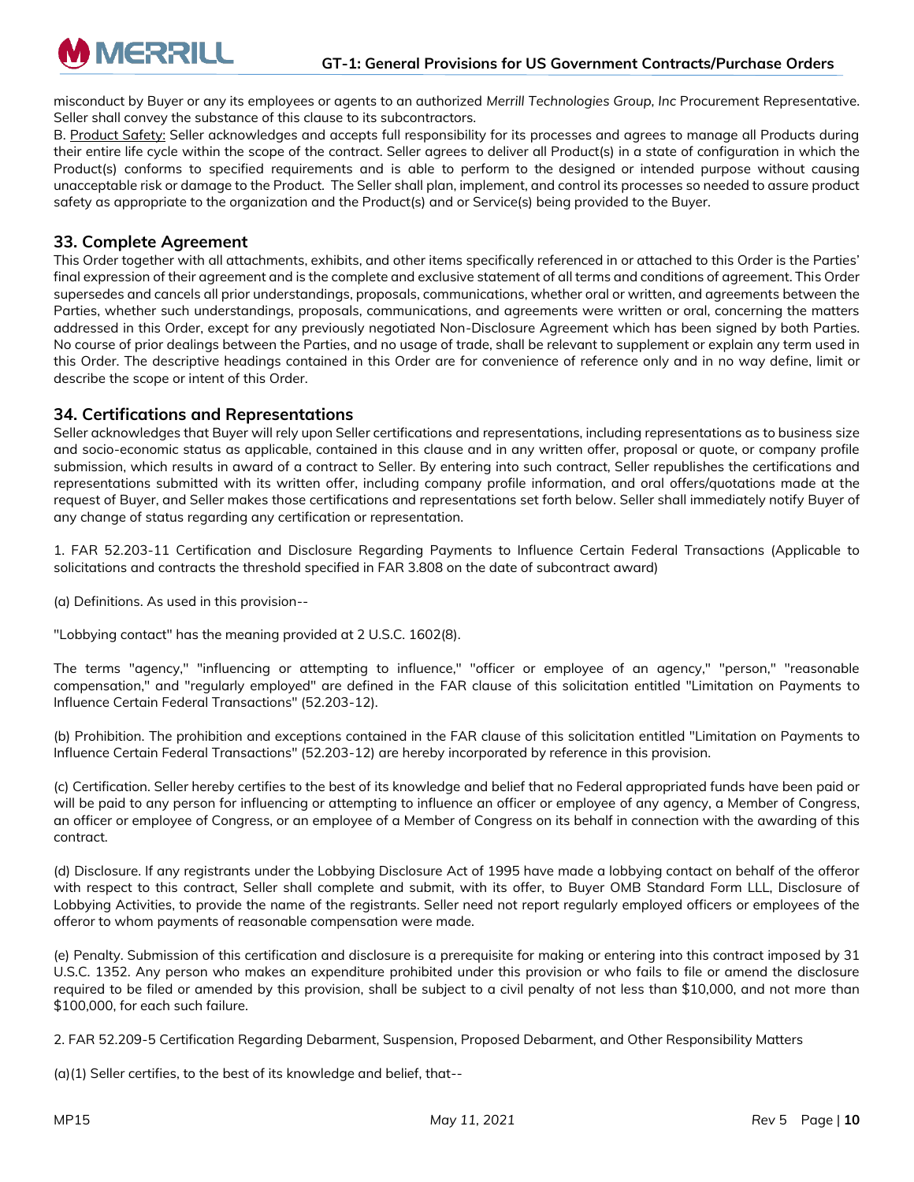misconduct by Buyer or any its employees or agents to an authorized *Merrill Technologies Group, Inc* Procurement Representative. Seller shall convey the substance of this clause to its subcontractors.

B. Product Safety: Seller acknowledges and accepts full responsibility for its processes and agrees to manage all Products during their entire life cycle within the scope of the contract. Seller agrees to deliver all Product(s) in a state of configuration in which the Product(s) conforms to specified requirements and is able to perform to the designed or intended purpose without causing unacceptable risk or damage to the Product. The Seller shall plan, implement, and control its processes so needed to assure product safety as appropriate to the organization and the Product(s) and or Service(s) being provided to the Buyer.

## 33. Complete Agreement

This Order together with all attachments, exhibits, and other items specifically referenced in or attached to this Order is the Parties' final expression of their agreement and is the complete and exclusive statement of all terms and conditions of agreement. This Order supersedes and cancels all prior understandings, proposals, communications, whether oral or written, and agreements between the Parties, whether such understandings, proposals, communications, and agreements were written or oral, concerning the matters addressed in this Order, except for any previously negotiated Non-Disclosure Agreement which has been signed by both Parties. No course of prior dealings between the Parties, and no usage of trade, shall be relevant to supplement or explain any term used in this Order. The descriptive headings contained in this Order are for convenience of reference only and in no way define, limit or describe the scope or intent of this Order.

## 34. Certifications and Representations

Seller acknowledges that Buyer will rely upon Seller certifications and representations, including representations as to business size and socio-economic status as applicable, contained in this clause and in any written offer, proposal or quote, or company profile submission, which results in award of a contract to Seller. By entering into such contract, Seller republishes the certifications and representations submitted with its written offer, including company profile information, and oral offers/quotations made at the request of Buyer, and Seller makes those certifications and representations set forth below. Seller shall immediately notify Buyer of any change of status regarding any certification or representation.

1. FAR 52.203-11 Certification and Disclosure Regarding Payments to Influence Certain Federal Transactions (Applicable to solicitations and contracts the threshold specified in FAR 3.808 on the date of subcontract award)

(a) Definitions. As used in this provision--

"Lobbying contact" has the meaning provided at 2 U.S.C. 1602(8).

The terms "agency," "influencing or attempting to influence," "officer or employee of an agency," "person," "reasonable compensation," and "regularly employed" are defined in the FAR clause of this solicitation entitled "Limitation on Payments to Influence Certain Federal Transactions" (52.203-12).

(b) Prohibition. The prohibition and exceptions contained in the FAR clause of this solicitation entitled "Limitation on Payments to Influence Certain Federal Transactions" (52.203-12) are hereby incorporated by reference in this provision.

(c) Certification. Seller hereby certifies to the best of its knowledge and belief that no Federal appropriated funds have been paid or will be paid to any person for influencing or attempting to influence an officer or employee of any agency, a Member of Congress, an officer or employee of Congress, or an employee of a Member of Congress on its behalf in connection with the awarding of this contract.

(d) Disclosure. If any registrants under the Lobbying Disclosure Act of 1995 have made a lobbying contact on behalf of the offeror with respect to this contract, Seller shall complete and submit, with its offer, to Buyer OMB Standard Form LLL, Disclosure of Lobbying Activities, to provide the name of the registrants. Seller need not report regularly employed officers or employees of the offeror to whom payments of reasonable compensation were made.

(e) Penalty. Submission of this certification and disclosure is a prerequisite for making or entering into this contract imposed by 31 U.S.C. 1352. Any person who makes an expenditure prohibited under this provision or who fails to file or amend the disclosure required to be filed or amended by this provision, shall be subject to a civil penalty of not less than $10,000, and not more than $100,000, for each such failure.

2. FAR 52.209-5 Certification Regarding Debarment, Suspension, Proposed Debarment, and Other Responsibility Matters

(a)(1) Seller certifies, to the best of its knowledge and belief, that--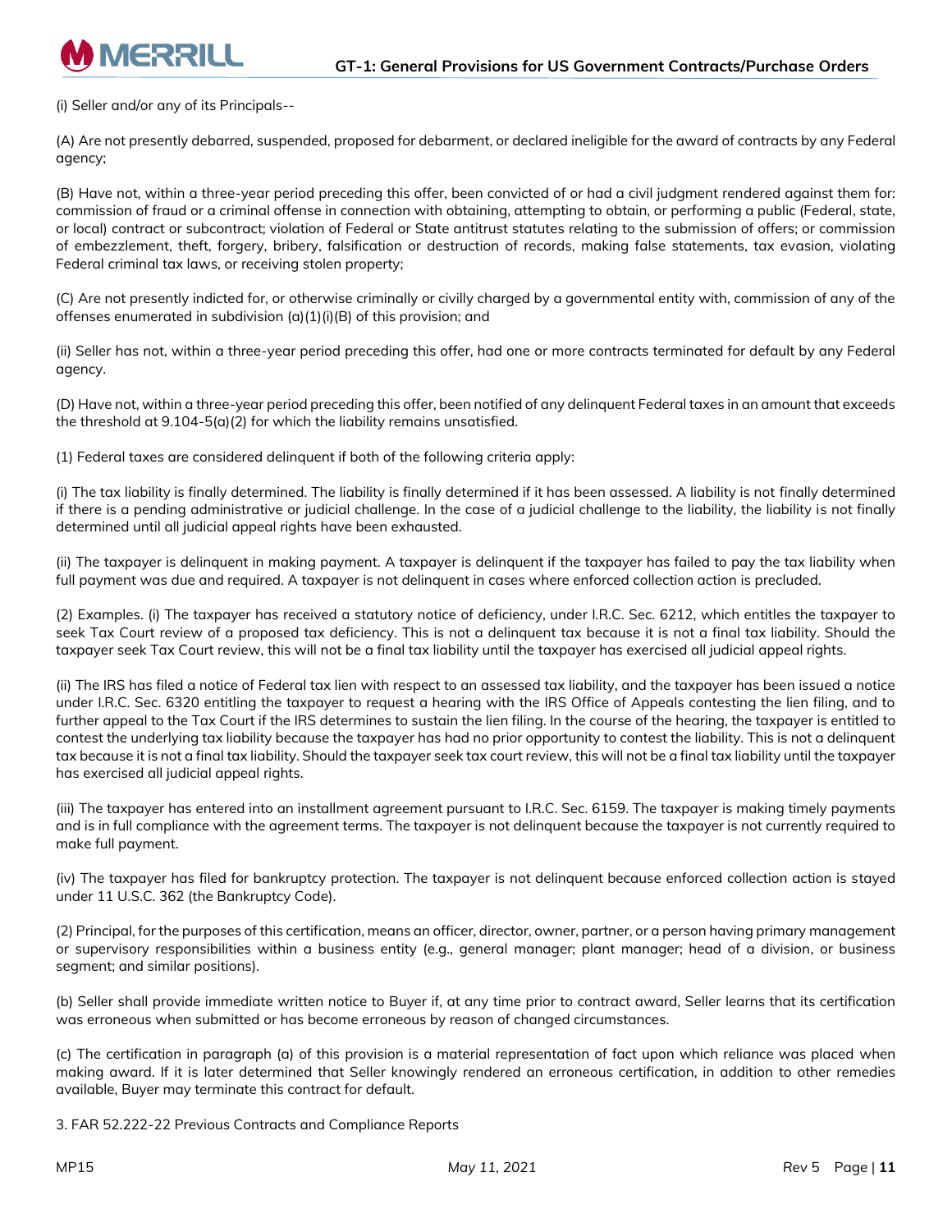(i) Seller and/or any of its Principals--

(A) Are not presently debarred, suspended, proposed for debarment, or declared ineligible for the award of contracts by any Federal agency;

(B) Have not, within a three-year period preceding this offer, been convicted of or had a civil judgment rendered against them for: commission of fraud or a criminal offense in connection with obtaining, attempting to obtain, or performing a public (Federal, state, or local) contract or subcontract; violation of Federal or State antitrust statutes relating to the submission of offers; or commission of embezzlement, theft, forgery, bribery, falsification or destruction of records, making false statements, tax evasion, violating Federal criminal tax laws, or receiving stolen property;

(C) Are not presently indicted for, or otherwise criminally or civilly charged by a governmental entity with, commission of any of the offenses enumerated in subdivision (a)(1)(i)(B) of this provision; and

(ii) Seller has not, within a three-year period preceding this offer, had one or more contracts terminated for default by any Federal agency.

(D) Have not, within a three-year period preceding this offer, been notified of any delinquent Federal taxes in an amount that exceeds the threshold at 9.104-5(a)(2) for which the liability remains unsatisfied.

(1) Federal taxes are considered delinquent if both of the following criteria apply:

(i) The tax liability is finally determined. The liability is finally determined if it has been assessed. A liability is not finally determined if there is a pending administrative or judicial challenge. In the case of a judicial challenge to the liability, the liability is not finally determined until all judicial appeal rights have been exhausted.

(ii) The taxpayer is delinquent in making payment. A taxpayer is delinquent if the taxpayer has failed to pay the tax liability when full payment was due and required. A taxpayer is not delinquent in cases where enforced collection action is precluded.

(2) Examples. (i) The taxpayer has received a statutory notice of deficiency, under I.R.C. Sec. 6212, which entitles the taxpayer to seek Tax Court review of a proposed tax deficiency. This is not a delinquent tax because it is not a final tax liability. Should the taxpayer seek Tax Court review, this will not be a final tax liability until the taxpayer has exercised all judicial appeal rights.

(ii) The IRS has filed a notice of Federal tax lien with respect to an assessed tax liability, and the taxpayer has been issued a notice under I.R.C. Sec. 6320 entitling the taxpayer to request a hearing with the IRS Office of Appeals contesting the lien filing, and to further appeal to the Tax Court if the IRS determines to sustain the lien filing. In the course of the hearing, the taxpayer is entitled to contest the underlying tax liability because the taxpayer has had no prior opportunity to contest the liability. This is not a delinquent tax because it is not a final tax liability. Should the taxpayer seek tax court review, this will not be a final tax liability until the taxpayer has exercised all judicial appeal rights.

(iii) The taxpayer has entered into an installment agreement pursuant to I.R.C. Sec. 6159. The taxpayer is making timely payments and is in full compliance with the agreement terms. The taxpayer is not delinquent because the taxpayer is not currently required to make full payment.

(iv) The taxpayer has filed for bankruptcy protection. The taxpayer is not delinquent because enforced collection action is stayed under 11 U.S.C. 362 (the Bankruptcy Code).

(2) Principal, for the purposes of this certification, means an officer, director, owner, partner, or a person having primary management or supervisory responsibilities within a business entity (e.g., general manager; plant manager; head of a division, or business segment; and similar positions).

(b) Seller shall provide immediate written notice to Buyer if, at any time prior to contract award, Seller learns that its certification was erroneous when submitted or has become erroneous by reason of changed circumstances.

(c) The certification in paragraph (a) of this provision is a material representation of fact upon which reliance was placed when making award. If it is later determined that Seller knowingly rendered an erroneous certification, in addition to other remedies available, Buyer may terminate this contract for default.

3. FAR 52.222-22 Previous Contracts and Compliance Reports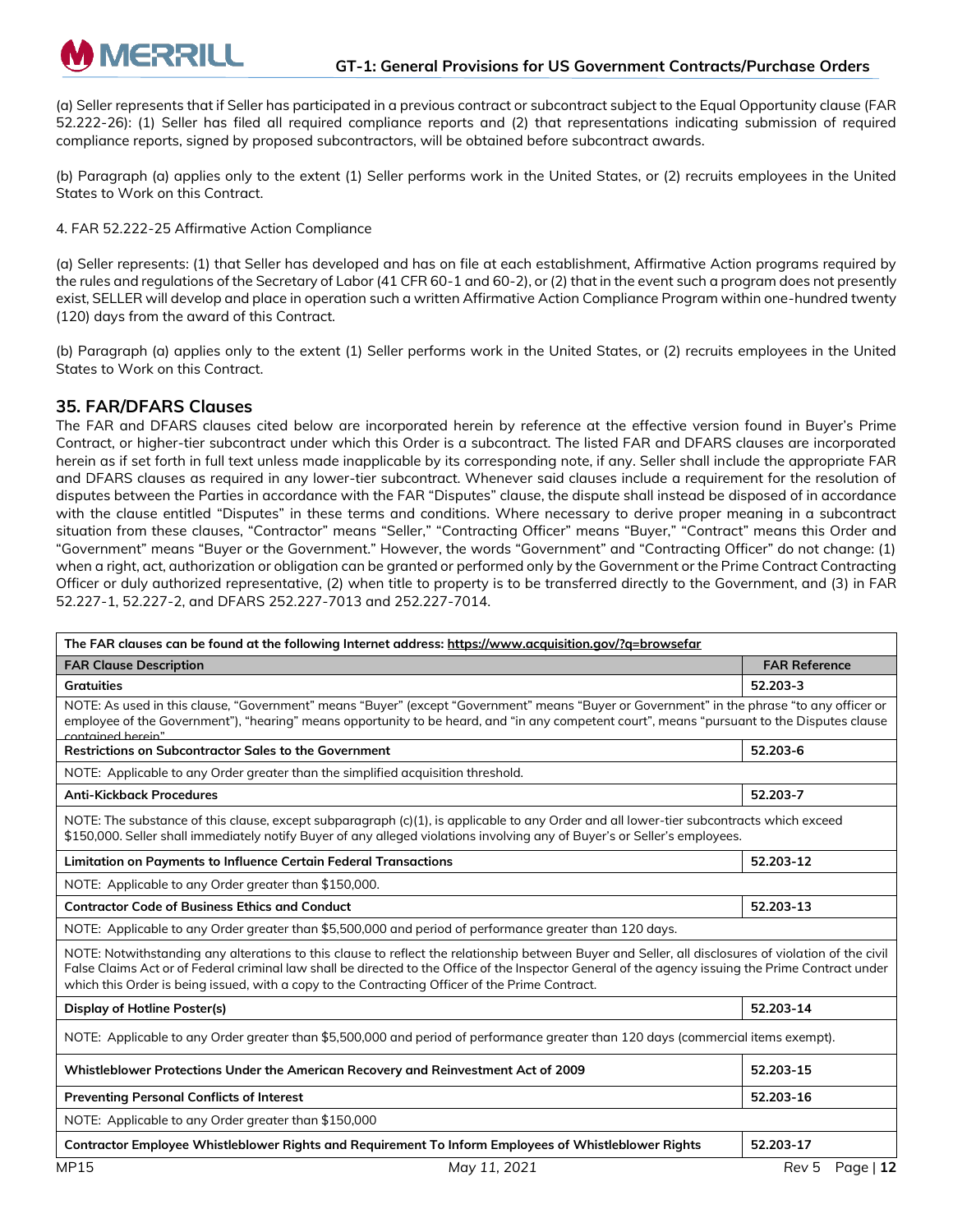(a) Seller represents that if Seller has participated in a previous contract or subcontract subject to the Equal Opportunity clause (FAR 52.222-26): (1) Seller has filed all required compliance reports and (2) that representations indicating submission of required compliance reports, signed by proposed subcontractors, will be obtained before subcontract awards.

(b) Paragraph (a) applies only to the extent (1) Seller performs work in the United States, or (2) recruits employees in the United States to Work on this Contract.

4. FAR 52.222-25 Affirmative Action Compliance

(a) Seller represents: (1) that Seller has developed and has on file at each establishment, Affirmative Action programs required by the rules and regulations of the Secretary of Labor (41 CFR 60-1 and 60-2), or (2) that in the event such a program does not presently exist, SELLER will develop and place in operation such a written Affirmative Action Compliance Program within one-hundred twenty (120) days from the award of this Contract.

(b) Paragraph (a) applies only to the extent (1) Seller performs work in the United States, or (2) recruits employees in the United States to Work on this Contract.

## 35. FAR/DFARS Clauses

The FAR and DFARS clauses cited below are incorporated herein by reference at the effective version found in Buyer's Prime Contract, or higher-tier subcontract under which this Order is a subcontract. The listed FAR and DFARS clauses are incorporated herein as if set forth in full text unless made inapplicable by its corresponding note, if any. Seller shall include the appropriate FAR and DFARS clauses as required in any lower-tier subcontract. Whenever said clauses include a requirement for the resolution of disputes between the Parties in accordance with the FAR "Disputes" clause, the dispute shall instead be disposed of in accordance with the clause entitled "Disputes" in these terms and conditions. Where necessary to derive proper meaning in a subcontract situation from these clauses, "Contractor" means "Seller," "Contracting Officer" means "Buyer," "Contract" means this Order and "Government" means "Buyer or the Government." However, the words "Government" and "Contracting Officer" do not change: (1) when a right, act, authorization or obligation can be granted or performed only by the Government or the Prime Contract Contracting Officer or duly authorized representative, (2) when title to property is to be transferred directly to the Government, and (3) in FAR 52.227-1, 52.227-2, and DFARS 252.227-7013 and 252.227-7014.

| The FAR clauses can be found at the following Internet address: https://www.acquisition.gov/?q=browsefar | |
|---|---|
| **FAR Clause Description** | **FAR Reference** |
| **Gratuities** | **52.203-3** |
| NOTE: As used in this clause, "Government" means "Buyer" (except "Government" means "Buyer or Government" in the phrase "to any officer or employee of the Government"), "hearing" means opportunity to be heard, and "in any competent court", means "pursuant to the Disputes clause contained herein" | |
| **Restrictions on Subcontractor Sales to the Government** | **52.203-6** |
| NOTE: Applicable to any Order greater than the simplified acquisition threshold. | |
| **Anti-Kickback Procedures** | **52.203-7** |
| NOTE: The substance of this clause, except subparagraph (c)(1), is applicable to any Order and all lower-tier subcontracts which exceed $150,000. Seller shall immediately notify Buyer of any alleged violations involving any of Buyer's or Seller's employees. | |
| **Limitation on Payments to Influence Certain Federal Transactions** | **52.203-12** |
| NOTE: Applicable to any Order greater than $150,000. | |
| **Contractor Code of Business Ethics and Conduct** | **52.203-13** |
| NOTE: Applicable to any Order greater than $5,500,000 and period of performance greater than 120 days. | |
| NOTE: Notwithstanding any alterations to this clause to reflect the relationship between Buyer and Seller, all disclosures of violation of the civil False Claims Act or of Federal criminal law shall be directed to the Office of the Inspector General of the agency issuing the Prime Contract under which this Order is being issued, with a copy to the Contracting Officer of the Prime Contract. | |
| **Display of Hotline Poster(s)** | **52.203-14** |
| NOTE: Applicable to any Order greater than $5,500,000 and period of performance greater than 120 days (commercial items exempt). | |
| **Whistleblower Protections Under the American Recovery and Reinvestment Act of 2009** | **52.203-15** |
| **Preventing Personal Conflicts of Interest** | **52.203-16** |
| NOTE: Applicable to any Order greater than $150,000 | |
| **Contractor Employee Whistleblower Rights and Requirement To Inform Employees of Whistleblower Rights** | **52.203-17** |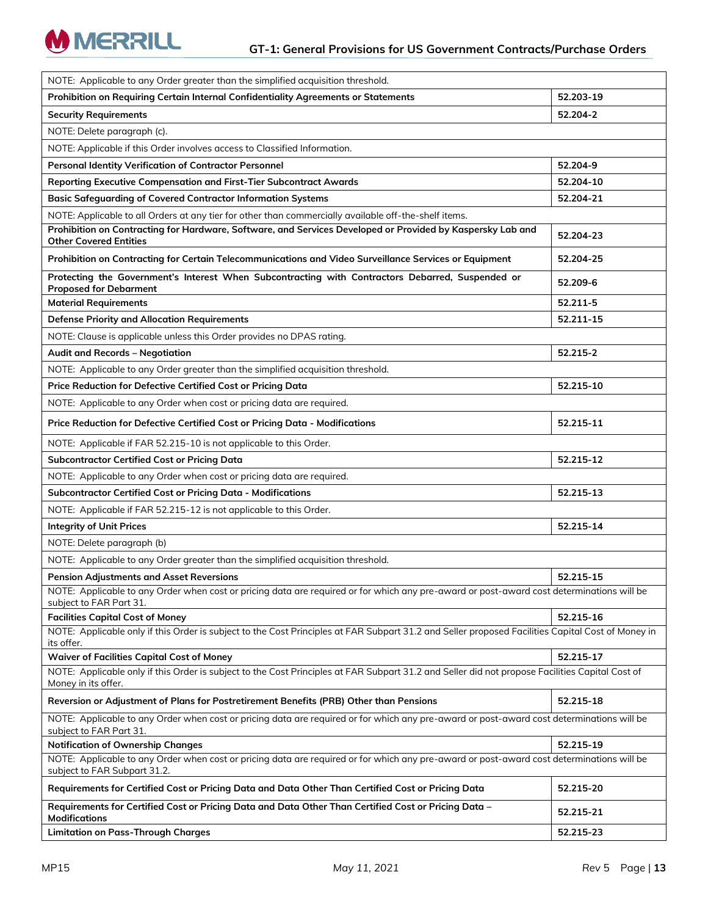| | |
|---|---|
| NOTE: Applicable to any Order greater than the simplified acquisition threshold. | |
| **Prohibition on Requiring Certain Internal Confidentiality Agreements or Statements** | **52.203-19** |
| **Security Requirements** | **52.204-2** |
| NOTE: Delete paragraph (c). | |
| NOTE: Applicable if this Order involves access to Classified Information. | |
| **Personal Identity Verification of Contractor Personnel** | **52.204-9** |
| **Reporting Executive Compensation and First-Tier Subcontract Awards** | **52.204-10** |
| **Basic Safeguarding of Covered Contractor Information Systems** | **52.204-21** |
| NOTE: Applicable to all Orders at any tier for other than commercially available off-the-shelf items. | |
| **Prohibition on Contracting for Hardware, Software, and Services Developed or Provided by Kaspersky Lab and Other Covered Entities** | **52.204-23** |
| **Prohibition on Contracting for Certain Telecommunications and Video Surveillance Services or Equipment** | **52.204-25** |
| **Protecting the Government's Interest When Subcontracting with Contractors Debarred, Suspended or Proposed for Debarment** | **52.209-6** |
| **Material Requirements** | **52.211-5** |
| **Defense Priority and Allocation Requirements** | **52.211-15** |
| NOTE: Clause is applicable unless this Order provides no DPAS rating. | |
| **Audit and Records – Negotiation** | **52.215-2** |
| NOTE: Applicable to any Order greater than the simplified acquisition threshold. | |
| **Price Reduction for Defective Certified Cost or Pricing Data** | **52.215-10** |
| NOTE: Applicable to any Order when cost or pricing data are required. | |
| **Price Reduction for Defective Certified Cost or Pricing Data - Modifications** | **52.215-11** |
| NOTE: Applicable if FAR 52.215-10 is not applicable to this Order. | |
| **Subcontractor Certified Cost or Pricing Data** | **52.215-12** |
| NOTE: Applicable to any Order when cost or pricing data are required. | |
| **Subcontractor Certified Cost or Pricing Data - Modifications** | **52.215-13** |
| NOTE: Applicable if FAR 52.215-12 is not applicable to this Order. | |
| **Integrity of Unit Prices** | **52.215-14** |
| NOTE: Delete paragraph (b) | |
| NOTE: Applicable to any Order greater than the simplified acquisition threshold. | |
| **Pension Adjustments and Asset Reversions** | **52.215-15** |
| NOTE: Applicable to any Order when cost or pricing data are required or for which any pre-award or post-award cost determinations will be subject to FAR Part 31. | |
| **Facilities Capital Cost of Money** | **52.215-16** |
| NOTE: Applicable only if this Order is subject to the Cost Principles at FAR Subpart 31.2 and Seller proposed Facilities Capital Cost of Money in its offer. | |
| **Waiver of Facilities Capital Cost of Money** | **52.215-17** |
| NOTE: Applicable only if this Order is subject to the Cost Principles at FAR Subpart 31.2 and Seller did not propose Facilities Capital Cost of Money in its offer. | |
| **Reversion or Adjustment of Plans for Postretirement Benefits (PRB) Other than Pensions** | **52.215-18** |
| NOTE: Applicable to any Order when cost or pricing data are required or for which any pre-award or post-award cost determinations will be subject to FAR Part 31. | |
| **Notification of Ownership Changes** | **52.215-19** |
| NOTE: Applicable to any Order when cost or pricing data are required or for which any pre-award or post-award cost determinations will be subject to FAR Subpart 31.2. | |
| **Requirements for Certified Cost or Pricing Data and Data Other Than Certified Cost or Pricing Data** | **52.215-20** |
| **Requirements for Certified Cost or Pricing Data and Data Other Than Certified Cost or Pricing Data – Modifications** | **52.215-21** |
| **Limitation on Pass-Through Charges** | **52.215-23** |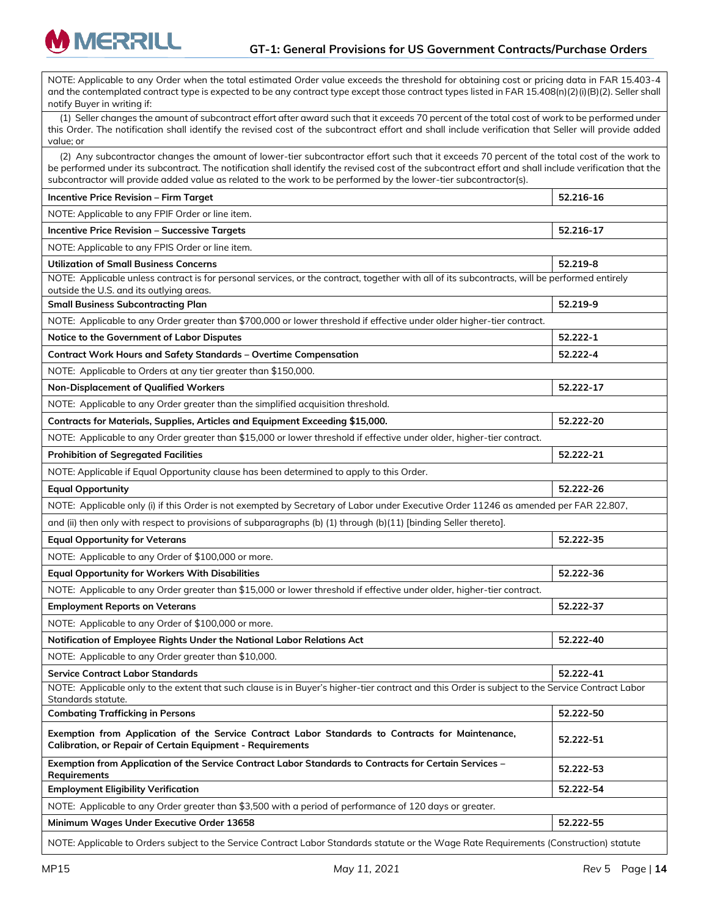| | |
|---|---|
| NOTE: Applicable to any Order when the total estimated Order value exceeds the threshold for obtaining cost or pricing data in FAR 15.403-4 and the contemplated contract type is expected to be any contract type except those contract types listed in FAR 15.408(n)(2)(i)(B)(2). Seller shall notify Buyer in writing if: | |
| (1) Seller changes the amount of subcontract effort after award such that it exceeds 70 percent of the total cost of work to be performed under this Order. The notification shall identify the revised cost of the subcontract effort and shall include verification that Seller will provide added value; or | |
| (2) Any subcontractor changes the amount of lower-tier subcontractor effort such that it exceeds 70 percent of the total cost of the work to be performed under its subcontract. The notification shall identify the revised cost of the subcontract effort and shall include verification that the subcontractor will provide added value as related to the work to be performed by the lower-tier subcontractor(s). | |
| **Incentive Price Revision – Firm Target** | **52.216-16** |
| NOTE: Applicable to any FPIF Order or line item. | |
| **Incentive Price Revision – Successive Targets** | **52.216-17** |
| NOTE: Applicable to any FPIS Order or line item. | |
| **Utilization of Small Business Concerns** | **52.219-8** |
| NOTE: Applicable unless contract is for personal services, or the contract, together with all of its subcontracts, will be performed entirely outside the U.S. and its outlying areas. | |
| **Small Business Subcontracting Plan** | **52.219-9** |
| NOTE: Applicable to any Order greater than $700,000 or lower threshold if effective under older higher-tier contract. | |
| **Notice to the Government of Labor Disputes** | **52.222-1** |
| **Contract Work Hours and Safety Standards – Overtime Compensation** | **52.222-4** |
| NOTE: Applicable to Orders at any tier greater than $150,000. | |
| **Non-Displacement of Qualified Workers** | **52.222-17** |
| NOTE: Applicable to any Order greater than the simplified acquisition threshold. | |
| **Contracts for Materials, Supplies, Articles and Equipment Exceeding $15,000.** | **52.222-20** |
| NOTE: Applicable to any Order greater than $15,000 or lower threshold if effective under older, higher-tier contract. | |
| **Prohibition of Segregated Facilities** | **52.222-21** |
| NOTE: Applicable if Equal Opportunity clause has been determined to apply to this Order. | |
| **Equal Opportunity** | **52.222-26** |
| NOTE: Applicable only (i) if this Order is not exempted by Secretary of Labor under Executive Order 11246 as amended per FAR 22.807, | |
| and (ii) then only with respect to provisions of subparagraphs (b) (1) through (b)(11) [binding Seller thereto]. | |
| **Equal Opportunity for Veterans** | **52.222-35** |
| NOTE: Applicable to any Order of $100,000 or more. | |
| **Equal Opportunity for Workers With Disabilities** | **52.222-36** |
| NOTE: Applicable to any Order greater than $15,000 or lower threshold if effective under older, higher-tier contract. | |
| **Employment Reports on Veterans** | **52.222-37** |
| NOTE: Applicable to any Order of $100,000 or more. | |
| **Notification of Employee Rights Under the National Labor Relations Act** | **52.222-40** |
| NOTE: Applicable to any Order greater than $10,000. | |
| **Service Contract Labor Standards** | **52.222-41** |
| NOTE: Applicable only to the extent that such clause is in Buyer's higher-tier contract and this Order is subject to the Service Contract Labor Standards statute. | |
| **Combating Trafficking in Persons** | **52.222-50** |
| **Exemption from Application of the Service Contract Labor Standards to Contracts for Maintenance, Calibration, or Repair of Certain Equipment - Requirements** | **52.222-51** |
| **Exemption from Application of the Service Contract Labor Standards to Contracts for Certain Services – Requirements** | **52.222-53** |
| **Employment Eligibility Verification** | **52.222-54** |
| NOTE: Applicable to any Order greater than $3,500 with a period of performance of 120 days or greater. | |
| **Minimum Wages Under Executive Order 13658** | **52.222-55** |
| NOTE: Applicable to Orders subject to the Service Contract Labor Standards statute or the Wage Rate Requirements (Construction) statute | |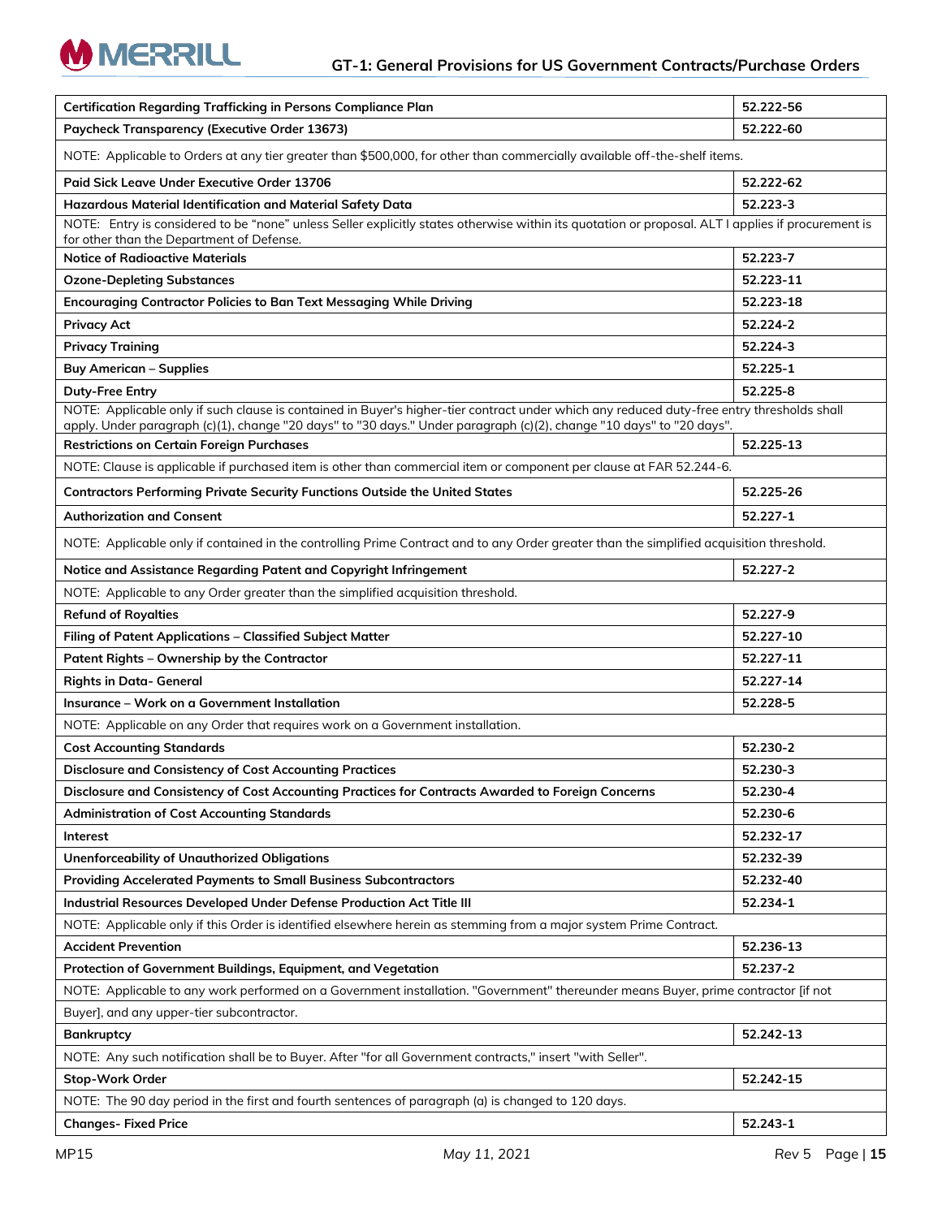| | |
|---|---|
| **Certification Regarding Trafficking in Persons Compliance Plan** | **52.222-56** |
| **Paycheck Transparency (Executive Order 13673)** | **52.222-60** |
| NOTE: Applicable to Orders at any tier greater than $500,000, for other than commercially available off-the-shelf items. | |
| **Paid Sick Leave Under Executive Order 13706** | **52.222-62** |
| **Hazardous Material Identification and Material Safety Data** | **52.223-3** |
| NOTE: Entry is considered to be "none" unless Seller explicitly states otherwise within its quotation or proposal. ALT I applies if procurement is for other than the Department of Defense. | |
| **Notice of Radioactive Materials** | **52.223-7** |
| **Ozone-Depleting Substances** | **52.223-11** |
| **Encouraging Contractor Policies to Ban Text Messaging While Driving** | **52.223-18** |
| **Privacy Act** | **52.224-2** |
| **Privacy Training** | **52.224-3** |
| **Buy American – Supplies** | **52.225-1** |
| **Duty-Free Entry** | **52.225-8** |
| NOTE: Applicable only if such clause is contained in Buyer's higher-tier contract under which any reduced duty-free entry thresholds shall apply. Under paragraph (c)(1), change "20 days" to "30 days." Under paragraph (c)(2), change "10 days" to "20 days". | |
| **Restrictions on Certain Foreign Purchases** | **52.225-13** |
| NOTE: Clause is applicable if purchased item is other than commercial item or component per clause at FAR 52.244-6. | |
| **Contractors Performing Private Security Functions Outside the United States** | **52.225-26** |
| **Authorization and Consent** | **52.227-1** |
| NOTE: Applicable only if contained in the controlling Prime Contract and to any Order greater than the simplified acquisition threshold. | |
| **Notice and Assistance Regarding Patent and Copyright Infringement** | **52.227-2** |
| NOTE: Applicable to any Order greater than the simplified acquisition threshold. | |
| **Refund of Royalties** | **52.227-9** |
| **Filing of Patent Applications – Classified Subject Matter** | **52.227-10** |
| **Patent Rights – Ownership by the Contractor** | **52.227-11** |
| **Rights in Data- General** | **52.227-14** |
| **Insurance – Work on a Government Installation** | **52.228-5** |
| NOTE: Applicable on any Order that requires work on a Government installation. | |
| **Cost Accounting Standards** | **52.230-2** |
| **Disclosure and Consistency of Cost Accounting Practices** | **52.230-3** |
| **Disclosure and Consistency of Cost Accounting Practices for Contracts Awarded to Foreign Concerns** | **52.230-4** |
| **Administration of Cost Accounting Standards** | **52.230-6** |
| **Interest** | **52.232-17** |
| **Unenforceability of Unauthorized Obligations** | **52.232-39** |
| **Providing Accelerated Payments to Small Business Subcontractors** | **52.232-40** |
| **Industrial Resources Developed Under Defense Production Act Title III** | **52.234-1** |
| NOTE: Applicable only if this Order is identified elsewhere herein as stemming from a major system Prime Contract. | |
| **Accident Prevention** | **52.236-13** |
| **Protection of Government Buildings, Equipment, and Vegetation** | **52.237-2** |
| NOTE: Applicable to any work performed on a Government installation. "Government" thereunder means Buyer, prime contractor [if not Buyer], and any upper-tier subcontractor. | |
| **Bankruptcy** | **52.242-13** |
| NOTE: Any such notification shall be to Buyer. After "for all Government contracts," insert "with Seller". | |
| **Stop-Work Order** | **52.242-15** |
| NOTE: The 90 day period in the first and fourth sentences of paragraph (a) is changed to 120 days. | |
| **Changes- Fixed Price** | **52.243-1** |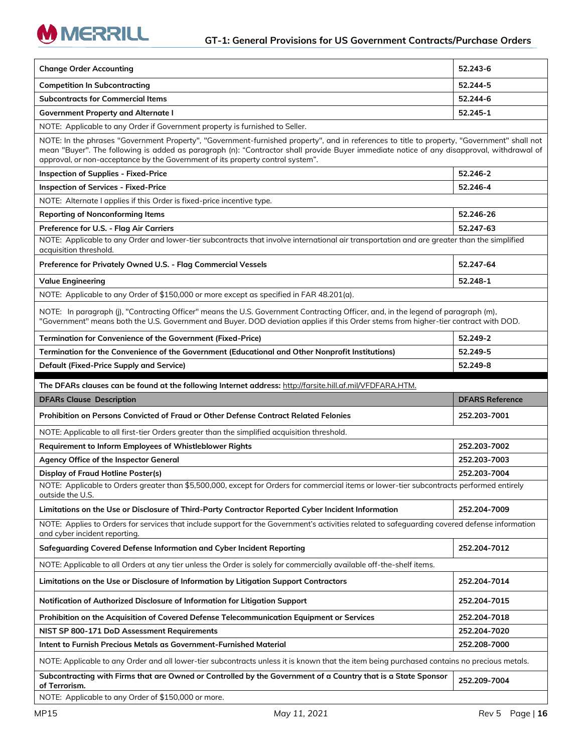| | |
|---|---|
| **Change Order Accounting** | **52.243-6** |
| **Competition In Subcontracting** | **52.244-5** |
| **Subcontracts for Commercial Items** | **52.244-6** |
| **Government Property and Alternate I** | **52.245-1** |
| NOTE: Applicable to any Order if Government property is furnished to Seller. | |
| NOTE: In the phrases "Government Property", "Government-furnished property", and in references to title to property, "Government" shall not mean "Buyer". The following is added as paragraph (n): "Contractor shall provide Buyer immediate notice of any disapproval, withdrawal of approval, or non-acceptance by the Government of its property control system". | |
| **Inspection of Supplies - Fixed-Price** | **52.246-2** |
| **Inspection of Services - Fixed-Price** | **52.246-4** |
| NOTE: Alternate I applies if this Order is fixed-price incentive type. | |
| **Reporting of Nonconforming Items** | **52.246-26** |
| **Preference for U.S. - Flag Air Carriers** | **52.247-63** |
| NOTE: Applicable to any Order and lower-tier subcontracts that involve international air transportation and are greater than the simplified acquisition threshold. | |
| **Preference for Privately Owned U.S. - Flag Commercial Vessels** | **52.247-64** |
| **Value Engineering** | **52.248-1** |
| NOTE: Applicable to any Order of $150,000 or more except as specified in FAR 48.201(a). | |
| NOTE: In paragraph (j), "Contracting Officer" means the U.S. Government Contracting Officer, and, in the legend of paragraph (m), "Government" means both the U.S. Government and Buyer. DOD deviation applies if this Order stems from higher-tier contract with DOD. | |
| **Termination for Convenience of the Government (Fixed-Price)** | **52.249-2** |
| **Termination for the Convenience of the Government (Educational and Other Nonprofit Institutions)** | **52.249-5** |
| **Default (Fixed-Price Supply and Service)** | **52.249-8** |

**The DFARs clauses can be found at the following Internet address:** http://farsite.hill.af.mil/VFDFARA.HTM.

| DFARs Clause Description | DFARS Reference |
|---|---|
| **Prohibition on Persons Convicted of Fraud or Other Defense Contract Related Felonies** | **252.203-7001** |
| NOTE: Applicable to all first-tier Orders greater than the simplified acquisition threshold. | |
| **Requirement to Inform Employees of Whistleblower Rights** | **252.203-7002** |
| **Agency Office of the Inspector General** | **252.203-7003** |
| **Display of Fraud Hotline Poster(s)** | **252.203-7004** |
| NOTE: Applicable to Orders greater than $5,500,000, except for Orders for commercial items or lower-tier subcontracts performed entirely outside the U.S. | |
| **Limitations on the Use or Disclosure of Third-Party Contractor Reported Cyber Incident Information** | **252.204-7009** |
| NOTE: Applies to Orders for services that include support for the Government's activities related to safeguarding covered defense information and cyber incident reporting. | |
| **Safeguarding Covered Defense Information and Cyber Incident Reporting** | **252.204-7012** |
| NOTE: Applicable to all Orders at any tier unless the Order is solely for commercially available off-the-shelf items. | |
| **Limitations on the Use or Disclosure of Information by Litigation Support Contractors** | **252.204-7014** |
| **Notification of Authorized Disclosure of Information for Litigation Support** | **252.204-7015** |
| **Prohibition on the Acquisition of Covered Defense Telecommunication Equipment or Services** | **252.204-7018** |
| **NIST SP 800-171 DoD Assessment Requirements** | **252.204-7020** |
| **Intent to Furnish Precious Metals as Government-Furnished Material** | **252.208-7000** |
| NOTE: Applicable to any Order and all lower-tier subcontracts unless it is known that the item being purchased contains no precious metals. | |
| **Subcontracting with Firms that are Owned or Controlled by the Government of a Country that is a State Sponsor of Terrorism.** | **252.209-7004** |
| NOTE: Applicable to any Order of $150,000 or more. | |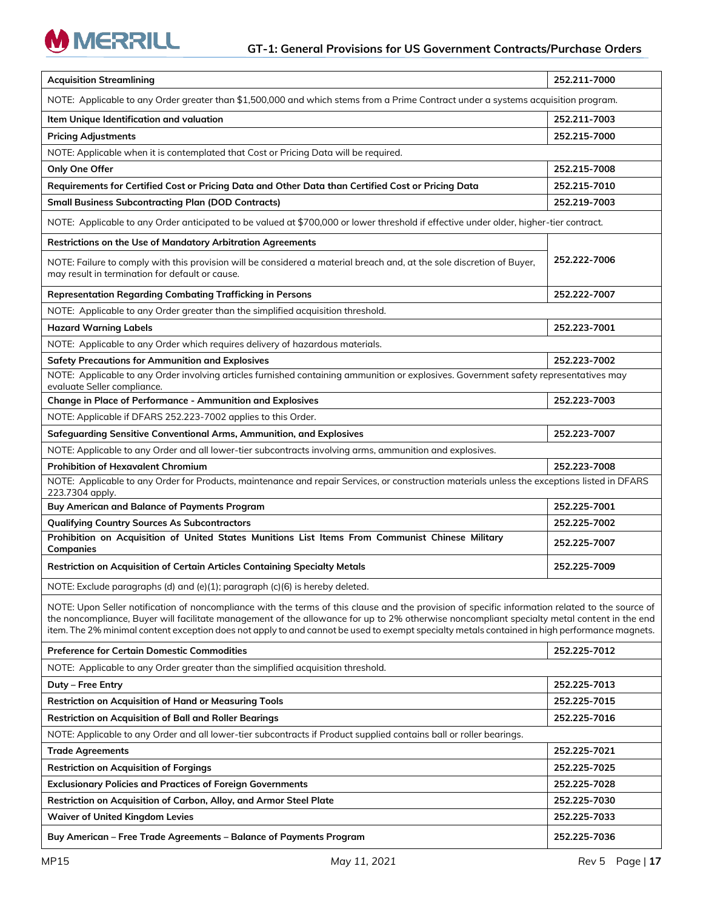| Acquisition Streamlining | 252.211-7000 |
|---|---|
| NOTE: Applicable to any Order greater than $1,500,000 and which stems from a Prime Contract under a systems acquisition program. | |
| **Item Unique Identification and valuation** | **252.211-7003** |
| **Pricing Adjustments** | **252.215-7000** |
| NOTE: Applicable when it is contemplated that Cost or Pricing Data will be required. | |
| **Only One Offer** | **252.215-7008** |
| **Requirements for Certified Cost or Pricing Data and Other Data than Certified Cost or Pricing Data** | **252.215-7010** |
| **Small Business Subcontracting Plan (DOD Contracts)** | **252.219-7003** |
| NOTE: Applicable to any Order anticipated to be valued at $700,000 or lower threshold if effective under older, higher-tier contract. | |
| **Restrictions on the Use of Mandatory Arbitration Agreements**<br>NOTE: Failure to comply with this provision will be considered a material breach and, at the sole discretion of Buyer, may result in termination for default or cause. | **252.222-7006** |
| **Representation Regarding Combating Trafficking in Persons** | **252.222-7007** |
| NOTE: Applicable to any Order greater than the simplified acquisition threshold. | |
| **Hazard Warning Labels** | **252.223-7001** |
| NOTE: Applicable to any Order which requires delivery of hazardous materials. | |
| **Safety Precautions for Ammunition and Explosives** | **252.223-7002** |
| NOTE: Applicable to any Order involving articles furnished containing ammunition or explosives. Government safety representatives may evaluate Seller compliance. | |
| **Change in Place of Performance - Ammunition and Explosives** | **252.223-7003** |
| NOTE: Applicable if DFARS 252.223-7002 applies to this Order. | |
| **Safeguarding Sensitive Conventional Arms, Ammunition, and Explosives** | **252.223-7007** |
| NOTE: Applicable to any Order and all lower-tier subcontracts involving arms, ammunition and explosives. | |
| **Prohibition of Hexavalent Chromium** | **252.223-7008** |
| NOTE: Applicable to any Order for Products, maintenance and repair Services, or construction materials unless the exceptions listed in DFARS 223.7304 apply. | |
| **Buy American and Balance of Payments Program** | **252.225-7001** |
| **Qualifying Country Sources As Subcontractors** | **252.225-7002** |
| **Prohibition on Acquisition of United States Munitions List Items From Communist Chinese Military Companies** | **252.225-7007** |
| **Restriction on Acquisition of Certain Articles Containing Specialty Metals** | **252.225-7009** |
| NOTE: Exclude paragraphs (d) and (e)(1); paragraph (c)(6) is hereby deleted. | |
| NOTE: Upon Seller notification of noncompliance with the terms of this clause and the provision of specific information related to the source of the noncompliance, Buyer will facilitate management of the allowance for up to 2% otherwise noncompliant specialty metal content in the end item. The 2% minimal content exception does not apply to and cannot be used to exempt specialty metals contained in high performance magnets. | |
| **Preference for Certain Domestic Commodities** | **252.225-7012** |
| NOTE: Applicable to any Order greater than the simplified acquisition threshold. | |
| **Duty – Free Entry** | **252.225-7013** |
| **Restriction on Acquisition of Hand or Measuring Tools** | **252.225-7015** |
| **Restriction on Acquisition of Ball and Roller Bearings** | **252.225-7016** |
| NOTE: Applicable to any Order and all lower-tier subcontracts if Product supplied contains ball or roller bearings. | |
| **Trade Agreements** | **252.225-7021** |
| **Restriction on Acquisition of Forgings** | **252.225-7025** |
| **Exclusionary Policies and Practices of Foreign Governments** | **252.225-7028** |
| **Restriction on Acquisition of Carbon, Alloy, and Armor Steel Plate** | **252.225-7030** |
| **Waiver of United Kingdom Levies** | **252.225-7033** |
| **Buy American – Free Trade Agreements – Balance of Payments Program** | **252.225-7036** |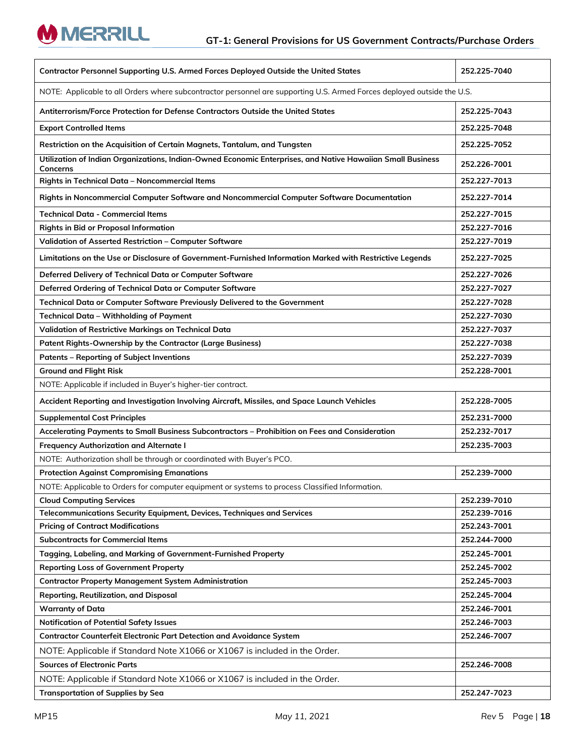| | |
|---|---|
| **Contractor Personnel Supporting U.S. Armed Forces Deployed Outside the United States** | **252.225-7040** |
| NOTE: Applicable to all Orders where subcontractor personnel are supporting U.S. Armed Forces deployed outside the U.S. | |
| **Antiterrorism/Force Protection for Defense Contractors Outside the United States** | **252.225-7043** |
| **Export Controlled Items** | **252.225-7048** |
| **Restriction on the Acquisition of Certain Magnets, Tantalum, and Tungsten** | **252.225-7052** |
| **Utilization of Indian Organizations, Indian-Owned Economic Enterprises, and Native Hawaiian Small Business Concerns** | **252.226-7001** |
| **Rights in Technical Data – Noncommercial Items** | **252.227-7013** |
| **Rights in Noncommercial Computer Software and Noncommercial Computer Software Documentation** | **252.227-7014** |
| **Technical Data - Commercial Items** | **252.227-7015** |
| **Rights in Bid or Proposal Information** | **252.227-7016** |
| **Validation of Asserted Restriction – Computer Software** | **252.227-7019** |
| **Limitations on the Use or Disclosure of Government-Furnished Information Marked with Restrictive Legends** | **252.227-7025** |
| **Deferred Delivery of Technical Data or Computer Software** | **252.227-7026** |
| **Deferred Ordering of Technical Data or Computer Software** | **252.227-7027** |
| **Technical Data or Computer Software Previously Delivered to the Government** | **252.227-7028** |
| **Technical Data – Withholding of Payment** | **252.227-7030** |
| **Validation of Restrictive Markings on Technical Data** | **252.227-7037** |
| **Patent Rights-Ownership by the Contractor (Large Business)** | **252.227-7038** |
| **Patents – Reporting of Subject Inventions** | **252.227-7039** |
| **Ground and Flight Risk** | **252.228-7001** |
| NOTE: Applicable if included in Buyer's higher-tier contract. | |
| **Accident Reporting and Investigation Involving Aircraft, Missiles, and Space Launch Vehicles** | **252.228-7005** |
| **Supplemental Cost Principles** | **252.231-7000** |
| **Accelerating Payments to Small Business Subcontractors – Prohibition on Fees and Consideration** | **252.232-7017** |
| **Frequency Authorization and Alternate I** | **252.235-7003** |
| NOTE: Authorization shall be through or coordinated with Buyer's PCO. | |
| **Protection Against Compromising Emanations** | **252.239-7000** |
| NOTE: Applicable to Orders for computer equipment or systems to process Classified Information. | |
| **Cloud Computing Services** | **252.239-7010** |
| **Telecommunications Security Equipment, Devices, Techniques and Services** | **252.239-7016** |
| **Pricing of Contract Modifications** | **252.243-7001** |
| **Subcontracts for Commercial Items** | **252.244-7000** |
| **Tagging, Labeling, and Marking of Government-Furnished Property** | **252.245-7001** |
| **Reporting Loss of Government Property** | **252.245-7002** |
| **Contractor Property Management System Administration** | **252.245-7003** |
| **Reporting, Reutilization, and Disposal** | **252.245-7004** |
| **Warranty of Data** | **252.246-7001** |
| **Notification of Potential Safety Issues** | **252.246-7003** |
| **Contractor Counterfeit Electronic Part Detection and Avoidance System** | **252.246-7007** |
| NOTE: Applicable if Standard Note X1066 or X1067 is included in the Order. | |
| **Sources of Electronic Parts** | **252.246-7008** |
| NOTE: Applicable if Standard Note X1066 or X1067 is included in the Order. | |
| **Transportation of Supplies by Sea** | **252.247-7023** |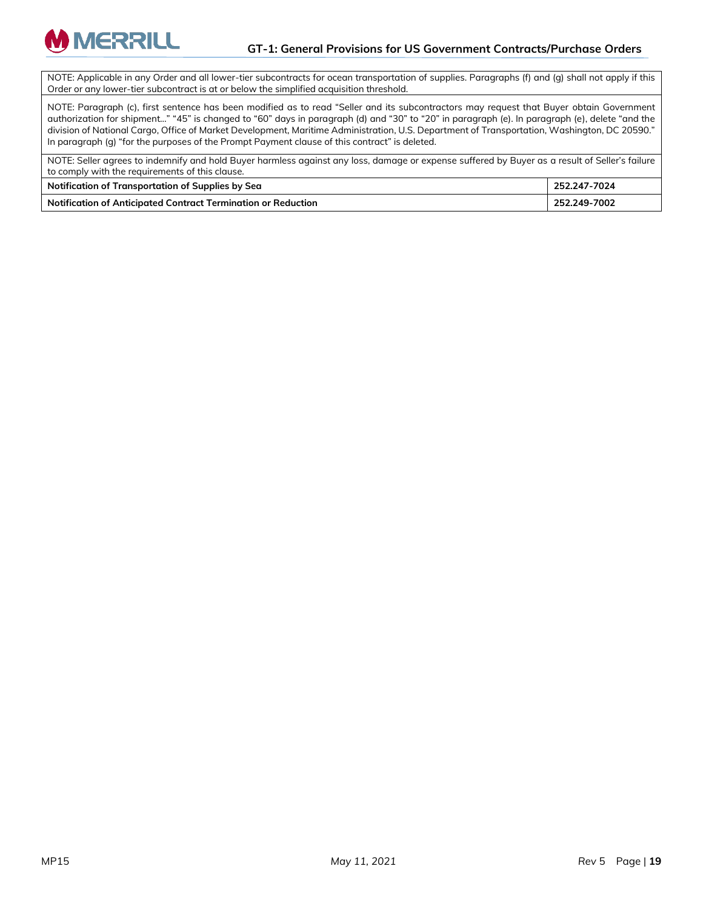| | |
|---|---|
| NOTE: Applicable in any Order and all lower-tier subcontracts for ocean transportation of supplies. Paragraphs (f) and (g) shall not apply if this Order or any lower-tier subcontract is at or below the simplified acquisition threshold. | |
| NOTE: Paragraph (c), first sentence has been modified as to read "Seller and its subcontractors may request that Buyer obtain Government authorization for shipment..." "45" is changed to "60" days in paragraph (d) and "30" to "20" in paragraph (e). In paragraph (e), delete "and the division of National Cargo, Office of Market Development, Maritime Administration, U.S. Department of Transportation, Washington, DC 20590." In paragraph (g) "for the purposes of the Prompt Payment clause of this contract" is deleted. | |
| NOTE: Seller agrees to indemnify and hold Buyer harmless against any loss, damage or expense suffered by Buyer as a result of Seller's failure to comply with the requirements of this clause. | |
| **Notification of Transportation of Supplies by Sea** | **252.247-7024** |
| **Notification of Anticipated Contract Termination or Reduction** | **252.249-7002** |